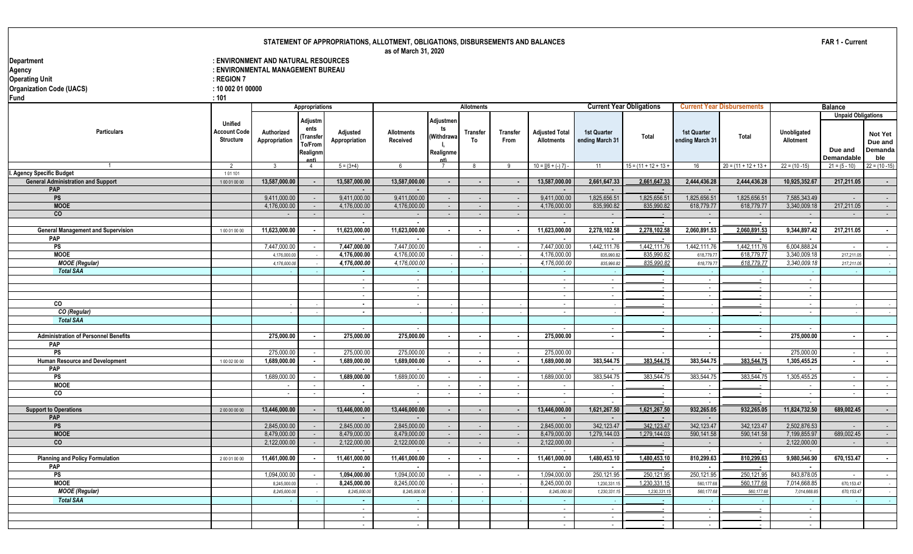# STATEMENT OF APPROPRIATIONS, ALLOTMENT, OBLIGATIONS, DISBURSEMENTS AND BALANCES

as of March 31, 2020

**FAR 1 - Current**

**Department** : ENVIRONMENT AND NATURAL RESOURCES
**Agency** : ENVIRONMENTAL MANAGEMENT BUREAU
**Operating Unit** : REGION 7
**Organization Code (UACS)** : 10 002 01 00000
**Fund** : 101

| Particulars | Unified Account Code Structure | Appropriations | | | Allotments | | | | | Current Year Obligations | | Current Year Disbursements | | Balance | | |
|---|---|---|---|---|---|---|---|---|---|---|---|---|---|---|---|---|
| | | Authorized Appropriation | Adjustments (Transfer To/From Realignment) | Adjusted Appropriation | Allotments Received | Adjustments (Withdrawal, Realignment) | Transfer To | Transfer From | Adjusted Total Allotments | 1st Quarter ending March 31 | Total | 1st Quarter ending March 31 | Total | Unobligated Allotment | Unpaid Obligations: Due and Demandable | Unpaid Obligations: Not Yet Due and Demandable |
| 1 | 2 | 3 | 4 | 5 = (3+4) | 6 | 7 | 8 | 9 | 10 = [(6 + (-) 7) - | 11 | 15 = (11 + 12 + 13 + | 16 | 20 = (11 + 12 + 13 + | 22 = (10 -15) | 21 = (5 - 10) | 22 = (10 -15) |
| **I. Agency Specific Budget** | 1 01 101 | | | | | | | | | | | | | | | |
| **General Administration and Support** | 1 00 01 00 00 | 13,587,000.00 | - | 13,587,000.00 | 13,587,000.00 | - | - | - | 13,587,000.00 | 2,661,647.33 | 2,661,647.33 | 2,444,436.28 | 2,444,436.28 | 10,925,352.67 | 217,211.05 | - |
| **PAP** | | | | | - | | | | - | - | - | - | | | | |
| **PS** | | 9,411,000.00 | - | 9,411,000.00 | 9,411,000.00 | - | - | - | 9,411,000.00 | 1,825,656.51 | 1,825,656.51 | 1,825,656.51 | 1,825,656.51 | 7,585,343.49 | - | - |
| **MOOE** | | 4,176,000.00 | - | 4,176,000.00 | 4,176,000.00 | - | - | - | 4,176,000.00 | 835,990.82 | 835,990.82 | 618,779.77 | 618,779.77 | 3,340,009.18 | 217,211.05 | - |
| **CO** | | - | - | - | - | - | - | - | - | - | - | - | - | - | - | - |
| | | | | - | - | | | | - | - | - | - | | - | | |
| **General Management and Supervision** | 1 00 01 00 00 | 11,623,000.00 | - | 11,623,000.00 | 11,623,000.00 | - | - | - | 11,623,000.00 | 2,278,102.58 | 2,278,102.58 | 2,060,891.53 | 2,060,891.53 | 9,344,897.42 | 217,211.05 | - |
| **PAP** | | | | - | - | | | | - | - | - | - | | - | | |
| **PS** | | 7,447,000.00 | - | 7,447,000.00 | 7,447,000.00 | | - | - | 7,447,000.00 | 1,442,111.76 | 1,442,111.76 | 1,442,111.76 | 1,442,111.76 | 6,004,888.24 | - | - |
| **MOOE** | | 4,176,000.00 | - | 4,176,000.00 | 4,176,000.00 | - | - | - | 4,176,000.00 | 835,990.82 | 835,990.82 | 618,779.77 | 618,779.77 | 3,340,009.18 | 217,211.05 | - |
| ***MOOE (Regular)*** | | 4,176,000.00 | - | 4,176,000.00 | 4,176,000.00 | - | - | - | 4,176,000.00 | 835,990.82 | 835,990.82 | 618,779.77 | 618,779.77 | 3,340,009.18 | 217,211.05 | - |
| ***Total SAA*** | | - | - | - | - | - | - | - | - | - | - | - | - | - | - | - |
| | | | | - | - | | | | - | - | - | - | - | - | | |
| | | | | - | - | | | | - | - | - | - | - | - | | |
| | | | | - | - | | | | - | - | - | - | - | - | | |
| **CO** | | - | - | - | - | - | - | - | - | - | - | - | - | - | - | - |
| ***CO (Regular)*** | | - | - | - | - | - | - | - | - | - | - | - | - | - | - | - |
| ***Total SAA*** | | | | | | | | | | | | | | | | |
| | | | | - | - | | | | - | - | - | - | - | - | | |
| **Administration of Personnel Benefits** | | 275,000.00 | - | 275,000.00 | 275,000.00 | - | - | - | 275,000.00 | - | - | - | - | 275,000.00 | - | - |
| **PAP** | | | | | | | | | | | | | | | | |
| **PS** | | 275,000.00 | - | 275,000.00 | 275,000.00 | - | - | - | 275,000.00 | - | - | - | - | 275,000.00 | - | - |
| **Human Resource and Development** | 1 00 02 00 00 | 1,689,000.00 | - | 1,689,000.00 | 1,689,000.00 | - | - | - | 1,689,000.00 | 383,544.75 | 383,544.75 | 383,544.75 | 383,544.75 | 1,305,455.25 | - | - |
| **PAP** | | | | - | - | | | | - | - | - | - | - | - | | |
| **PS** | | 1,689,000.00 | - | 1,689,000.00 | 1,689,000.00 | - | - | - | 1,689,000.00 | 383,544.75 | 383,544.75 | 383,544.75 | 383,544.75 | 1,305,455.25 | - | - |
| **MOOE** | | - | - | - | - | - | - | - | - | - | - | - | - | - | - | - |
| **CO** | | - | - | - | - | - | - | - | - | - | - | - | - | - | - | - |
| | | | | - | - | | | | - | - | - | - | - | | | |
| **Support to Operations** | 2 00 00 00 00 | 13,446,000.00 | - | 13,446,000.00 | 13,446,000.00 | - | - | - | 13,446,000.00 | 1,621,267.50 | 1,621,267.50 | 932,265.05 | 932,265.05 | 11,824,732.50 | 689,002.45 | - |
| **PAP** | | | | - | - | | | | - | - | - | - | | | | |
| **PS** | | 2,845,000.00 | - | 2,845,000.00 | 2,845,000.00 | - | - | - | 2,845,000.00 | 342,123.47 | 342,123.47 | 342,123.47 | 342,123.47 | 2,502,876.53 | - | - |
| **MOOE** | | 8,479,000.00 | - | 8,479,000.00 | 8,479,000.00 | - | - | - | 8,479,000.00 | 1,279,144.03 | 1,279,144.03 | 590,141.58 | 590,141.58 | 7,199,855.97 | 689,002.45 | - |
| **CO** | | 2,122,000.00 | - | 2,122,000.00 | 2,122,000.00 | - | - | - | 2,122,000.00 | - | - | - | - | 2,122,000.00 | - | - |
| | | | | - | - | | | | - | - | - | - | - | - | | |
| **Planning and Policy Formulation** | 2 00 01 00 00 | 11,461,000.00 | - | 11,461,000.00 | 11,461,000.00 | - | - | - | 11,461,000.00 | 1,480,453.10 | 1,480,453.10 | 810,299.63 | 810,299.63 | 9,980,546.90 | 670,153.47 | - |
| **PAP** | | | | - | - | | | | - | - | - | - | - | - | | |
| **PS** | | 1,094,000.00 | - | 1,094,000.00 | 1,094,000.00 | - | - | - | 1,094,000.00 | 250,121.95 | 250,121.95 | 250,121.95 | 250,121.95 | 843,878.05 | - | - |
| **MOOE** | | 8,245,000.00 | - | 8,245,000.00 | 8,245,000.00 | - | - | - | 8,245,000.00 | 1,230,331.15 | 1,230,331.15 | 560,177.68 | 560,177.68 | 7,014,668.85 | 670,153.47 | - |
| ***MOOE (Regular)*** | | 8,245,000.00 | - | 8,245,000.00 | 8,245,000.00 | - | - | - | 8,245,000.00 | 1,230,331.15 | 1,230,331.15 | 560,177.68 | 560,177.68 | 7,014,668.85 | 670,153.47 | - |
| ***Total SAA*** | | - | - | - | - | - | - | - | - | - | - | - | - | - | - | - |
| | | | | - | - | | | | - | - | - | - | - | - | | |
| | | | | - | - | | | | - | - | - | - | - | - | | |
| | | | | - | - | | | | - | - | - | - | - | - | | |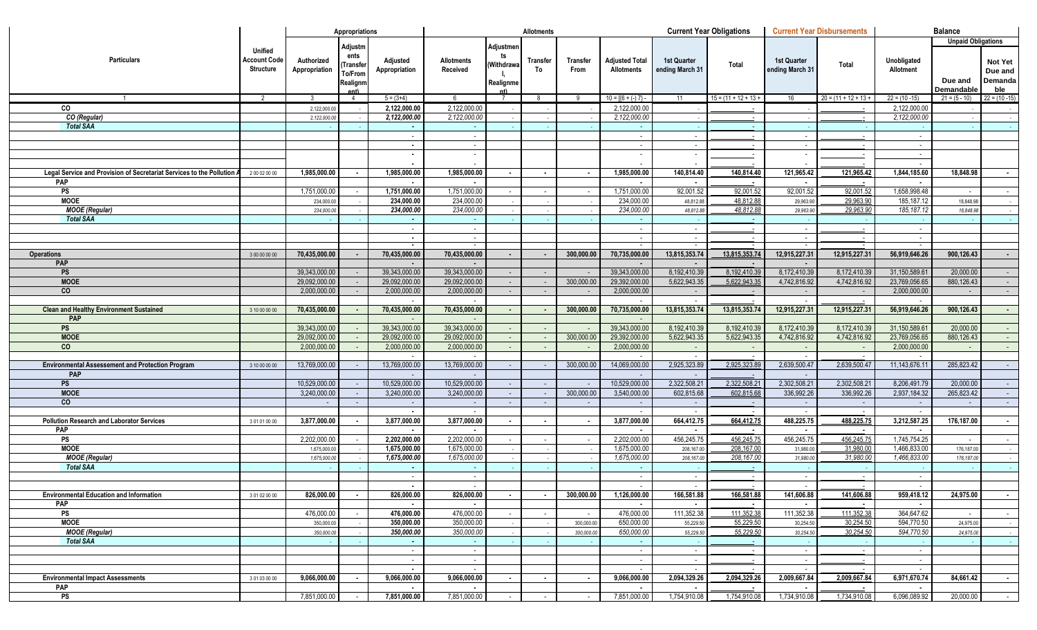| Particulars | Unified Account Code Structure | Appropriations | | | Allotments | | | | | Current Year Obligations | | Current Year Disbursements | | Balance | | |
|---|---|---|---|---|---|---|---|---|---|---|---|---|---|---|---|---|
| | | Authorized Appropriation | Adjustments (Transfer To/From Realignment) | Adjusted Appropriation | Allotments Received | Adjustments (Withdrawal, Realignment) | Transfer To | Transfer From | Adjusted Total Allotments | 1st Quarter ending March 31 | Total | 1st Quarter ending March 31 | Total | Unobligated Allotment | Unpaid Obligations | |
| | | | | | | | | | | | | | | | Due and Demandable | Not Yet Due and Demandable |
| 1 | 2 | 3 | 4 | 5 = (3+4) | 6 | 7 | 8 | 9 | 10 = [{6 + (-) 7} - | 11 | 15 = (11 + 12 + 13 + | 16 | 20 = (11 + 12 + 13 + | 22 = (10 -15) | 21 = (5 - 10) | 22 = (10 -15) |
| CO | | 2,122,000.00 | - | 2,122,000.00 | 2,122,000.00 | - | - | - | 2,122,000.00 | - | - | - | - | 2,122,000.00 | - | - |
| *CO (Regular)* | | 2,122,000.00 | - | *2,122,000.00* | *2,122,000.00* | - | - | - | *2,122,000.00* | - | - | - | - | *2,122,000.00* | - | - |
| ***Total SAA*** | | - | - | - | - | - | - | - | - | - | - | - | - | - | - | - |
| | | | | - | - | | | | - | - | - | - | - | - | | |
| | | | | - | - | | | | - | - | - | - | - | - | | |
| | | | | - | - | | | | - | - | - | - | - | - | | |
| | | | | - | | | | | - | | - | | - | - | | |
| **Legal Service and Provision of Secretariat Services to the Pollution A** | 2 00 02 00 00 | **1,985,000.00** | **-** | **1,985,000.00** | **1,985,000.00** | **-** | **-** | **-** | **1,985,000.00** | **140,814.40** | **140,814.40** | **121,965.42** | **121,965.42** | **1,844,185.60** | **18,848.98** | **-** |
| **PAP** | | | | - | | | | | - | - | - | | - | - | | |
| **PS** | | 1,751,000.00 | - | 1,751,000.00 | 1,751,000.00 | - | - | - | 1,751,000.00 | 92,001.52 | 92,001.52 | 92,001.52 | 92,001.52 | 1,658,998.48 | - | - |
| **MOOE** | | 234,000.00 | - | 234,000.00 | 234,000.00 | - | - | - | 234,000.00 | 48,812.88 | 48,812.88 | 29,963.90 | 29,963.90 | 185,187.12 | 18,848.98 | - |
| ***MOOE (Regular)*** | | *234,000.00* | - | *234,000.00* | *234,000.00* | - | - | - | *234,000.00* | *48,812.88* | *48,812.88* | *29,963.90* | *29,963.90* | *185,187.12* | *18,848.98* | - |
| ***Total SAA*** | | - | - | - | - | - | - | - | - | - | - | - | - | - | - | - |
| | | | | - | - | | | | - | - | - | - | - | - | | |
| | | | | - | - | | | | - | - | - | - | - | - | | |
| | | | | - | - | | | | - | - | - | - | - | - | | |
| **Operations** | 3 00 00 00 00 | **70,435,000.00** | **-** | **70,435,000.00** | **70,435,000.00** | **-** | **-** | **300,000.00** | **70,735,000.00** | **13,815,353.74** | **13,815,353.74** | **12,915,227.31** | **12,915,227.31** | **56,919,646.26** | **900,126.43** | **-** |
| **PAP** | | | | - | - | | | | - | | - | | | | | |
| **PS** | | 39,343,000.00 | - | 39,343,000.00 | 39,343,000.00 | - | - | - | 39,343,000.00 | 8,192,410.39 | 8,192,410.39 | 8,172,410.39 | 8,172,410.39 | 31,150,589.61 | 20,000.00 | - |
| **MOOE** | | 29,092,000.00 | - | 29,092,000.00 | 29,092,000.00 | - | - | 300,000.00 | 29,392,000.00 | 5,622,943.35 | 5,622,943.35 | 4,742,816.92 | 4,742,816.92 | 23,769,056.65 | 880,126.43 | - |
| **CO** | | 2,000,000.00 | - | 2,000,000.00 | 2,000,000.00 | - | - | - | 2,000,000.00 | - | - | - | - | 2,000,000.00 | - | - |
| | | | | - | | | | | - | | - | | - | - | | |
| **Clean and Healthy Environment Sustained** | 3 10 00 00 00 | **70,435,000.00** | **-** | **70,435,000.00** | **70,435,000.00** | **-** | **-** | **300,000.00** | **70,735,000.00** | **13,815,353.74** | **13,815,353.74** | **12,915,227.31** | **12,915,227.31** | **56,919,646.26** | **900,126.43** | **-** |
| **PAP** | | | | - | - | | | | - | | | | | | | |
| **PS** | | 39,343,000.00 | - | 39,343,000.00 | 39,343,000.00 | - | - | - | 39,343,000.00 | 8,192,410.39 | 8,192,410.39 | 8,172,410.39 | 8,172,410.39 | 31,150,589.61 | 20,000.00 | - |
| **MOOE** | | 29,092,000.00 | - | 29,092,000.00 | 29,092,000.00 | - | - | 300,000.00 | 29,392,000.00 | 5,622,943.35 | 5,622,943.35 | 4,742,816.92 | 4,742,816.92 | 23,769,056.65 | 880,126.43 | - |
| **CO** | | 2,000,000.00 | - | 2,000,000.00 | 2,000,000.00 | - | - | - | 2,000,000.00 | - | - | - | - | 2,000,000.00 | - | - |
| | | | | - | | | | | - | | - | | - | - | | |
| **Environmental Assessement and Protection Program** | 3 10 00 00 00 | 13,769,000.00 | - | 13,769,000.00 | 13,769,000.00 | - | - | 300,000.00 | 14,069,000.00 | 2,925,323.89 | 2,925,323.89 | 2,639,500.47 | 2,639,500.47 | 11,143,676.11 | 285,823.42 | - |
| **PAP** | | | | - | - | | | | - | | - | | | | | |
| **PS** | | 10,529,000.00 | - | 10,529,000.00 | 10,529,000.00 | - | - | - | 10,529,000.00 | 2,322,508.21 | 2,322,508.21 | 2,302,508.21 | 2,302,508.21 | 8,206,491.79 | 20,000.00 | - |
| **MOOE** | | 3,240,000.00 | - | 3,240,000.00 | 3,240,000.00 | - | - | 300,000.00 | 3,540,000.00 | 602,815.68 | 602,815.68 | 336,992.26 | 336,992.26 | 2,937,184.32 | 265,823.42 | - |
| **CO** | | - | - | - | - | - | - | - | - | - | - | - | - | - | - | - |
| | | | | - | - | | | | - | - | - | - | - | - | | |
| **Pollution Research and Laborator Services** | 3 01 01 00 00 | **3,877,000.00** | **-** | **3,877,000.00** | **3,877,000.00** | **-** | **-** | **-** | **3,877,000.00** | **664,412.75** | **664,412.75** | **488,225.75** | **488,225.75** | **3,212,587.25** | **176,187.00** | **-** |
| **PAP** | | | | - | - | | | | - | - | - | - | - | - | | |
| **PS** | | 2,202,000.00 | - | 2,202,000.00 | 2,202,000.00 | - | - | - | 2,202,000.00 | 456,245.75 | 456,245.75 | 456,245.75 | 456,245.75 | 1,745,754.25 | - | - |
| **MOOE** | | 1,675,000.00 | - | 1,675,000.00 | 1,675,000.00 | - | - | - | 1,675,000.00 | 208,167.00 | 208,167.00 | 31,980.00 | 31,980.00 | 1,466,833.00 | 176,187.00 | - |
| ***MOOE (Regular)*** | | *1,675,000.00* | - | *1,675,000.00* | *1,675,000.00* | - | - | - | *1,675,000.00* | *208,167.00* | *208,167.00* | *31,980.00* | *31,980.00* | *1,466,833.00* | *176,187.00* | - |
| ***Total SAA*** | | - | - | - | - | - | - | - | - | - | - | - | - | - | - | - |
| | | | | - | - | | | | - | - | - | - | - | - | | |
| | | | | - | - | | | | - | | - | | - | - | | |
| **Environmental Education and Information** | 3 01 02 00 00 | **826,000.00** | **-** | **826,000.00** | **826,000.00** | **-** | **-** | **300,000.00** | **1,126,000.00** | **166,581.88** | **166,581.88** | **141,606.88** | **141,606.88** | **959,418.12** | **24,975.00** | **-** |
| **PAP** | | | | - | - | | | | - | - | - | - | - | - | | |
| **PS** | | 476,000.00 | - | 476,000.00 | 476,000.00 | - | - | - | 476,000.00 | 111,352.38 | 111,352.38 | 111,352.38 | 111,352.38 | 364,647.62 | - | - |
| **MOOE** | | 350,000.00 | - | 350,000.00 | 350,000.00 | - | - | 300,000.00 | 650,000.00 | 55,229.50 | 55,229.50 | 30,254.50 | 30,254.50 | 594,770.50 | 24,975.00 | - |
| ***MOOE (Regular)*** | | *350,000.00* | - | *350,000.00* | *350,000.00* | - | - | *300,000.00* | *650,000.00* | *55,229.50* | *55,229.50* | *30,254.50* | *30,254.50* | *594,770.50* | *24,975.00* | - |
| ***Total SAA*** | | - | - | - | - | - | - | - | - | - | - | - | - | - | - | - |
| | | | | - | - | | | | - | - | - | - | - | - | | |
| | | | | - | - | | | | - | - | - | - | - | - | | |
| | | | | - | - | | | | - | - | - | - | - | - | | |
| **Environmental Impact Assessments** | 3 01 03 00 00 | **9,066,000.00** | **-** | **9,066,000.00** | **9,066,000.00** | **-** | **-** | **-** | **9,066,000.00** | **2,094,329.26** | **2,094,329.26** | **2,009,667.84** | **2,009,667.84** | **6,971,670.74** | **84,661.42** | **-** |
| **PAP** | | | | - | - | | | | - | - | - | - | - | - | | |
| **PS** | | 7,851,000.00 | - | 7,851,000.00 | 7,851,000.00 | - | - | - | 7,851,000.00 | 1,754,910.08 | 1,754,910.08 | 1,734,910.08 | 1,734,910.08 | 6,096,089.92 | 20,000.00 | - |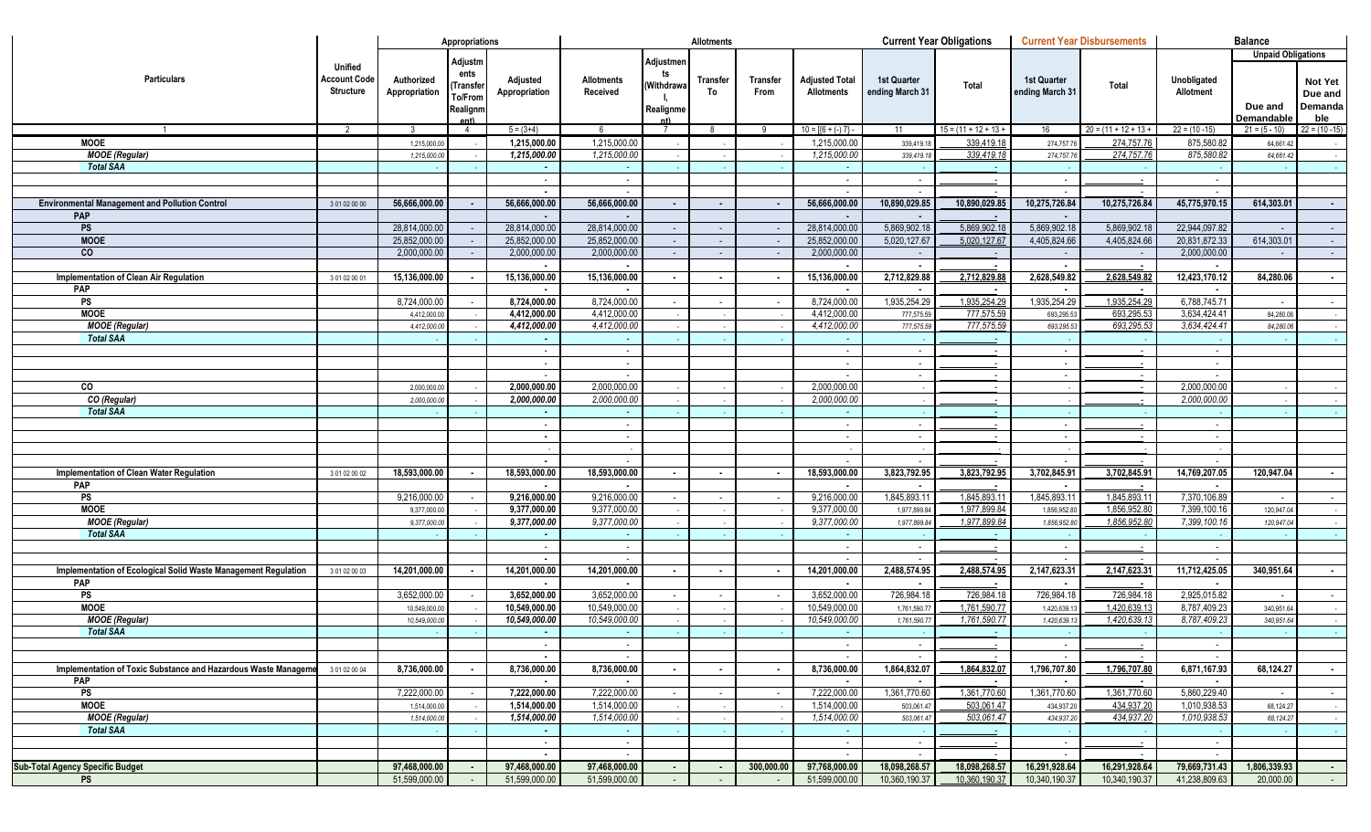| Particulars | Unified Account Code Structure | Appropriations | | | Allotments | | | | | Current Year Obligations | | Current Year Disbursements | | Balance | | |
|---|---|---|---|---|---|---|---|---|---|---|---|---|---|---|---|---|
| | | Authorized Appropriation | Adjustments (Transfer To/From Realignment) | Adjusted Appropriation | Allotments Received | Adjustments (Withdrawal, Realignment) | Transfer To | Transfer From | Adjusted Total Allotments | 1st Quarter ending March 31 | Total | 1st Quarter ending March 31 | Total | Unobligated Allotment | Unpaid Obligations | |
| | | | | | | | | | | | | | | | Due and Demandable | Not Yet Due and Demandable |
| 1 | 2 | 3 | 4 | 5 = (3+4) | 6 | 7 | 8 | 9 | 10 = [(6 + (-) 7) - | 11 | 15 = (11 + 12 + 13 + | 16 | 20 = (11 + 12 + 13 + | 22 = (10 -15) | 21 = (5 - 10) | 22 = (10 -15) |
| **MOOE** | | 1,215,000.00 | - | 1,215,000.00 | 1,215,000.00 | - | - | - | 1,215,000.00 | 339,419.18 | 339,419.18 | 274,757.76 | 274,757.76 | 875,580.82 | 64,661.42 | - |
| *MOOE (Regular)* | | 1,215,000.00 | - | *1,215,000.00* | *1,215,000.00* | - | - | - | *1,215,000.00* | 339,419.18 | 339,419.18 | 274,757.76 | 274,757.76 | 875,580.82 | 64,661.42 | - |
| ***Total SAA*** | | - | - | - | - | - | - | - | - | - | - | - | - | - | - | - |
| | | | | - | - | | | | - | - | - | - | - | - | | |
| | | | | - | - | | | | - | - | - | - | - | - | | |
| **Environmental Management and Pollution Control** | 3 01 02 00 00 | **56,666,000.00** | **-** | **56,666,000.00** | **56,666,000.00** | **-** | **-** | **-** | **56,666,000.00** | **10,890,029.85** | **10,890,029.85** | **10,275,726.84** | **10,275,726.84** | **45,775,970.15** | **614,303.01** | **-** |
| **PAP** | | | | - | - | | | | - | | - | | - | - | | |
| **PS** | | 28,814,000.00 | - | 28,814,000.00 | 28,814,000.00 | - | - | - | 28,814,000.00 | 5,869,902.18 | 5,869,902.18 | 5,869,902.18 | 5,869,902.18 | 22,944,097.82 | - | - |
| **MOOE** | | 25,852,000.00 | - | 25,852,000.00 | 25,852,000.00 | - | - | - | 25,852,000.00 | 5,020,127.67 | 5,020,127.67 | 4,405,824.66 | 4,405,824.66 | 20,831,872.33 | 614,303.01 | - |
| **CO** | | 2,000,000.00 | - | 2,000,000.00 | 2,000,000.00 | - | - | - | 2,000,000.00 | - | - | - | - | 2,000,000.00 | - | - |
| | | | | - | - | | | | - | | - | | - | - | | |
| **Implementation of Clean Air Regulation** | 3 01 02 00 01 | **15,136,000.00** | **-** | **15,136,000.00** | **15,136,000.00** | **-** | **-** | **-** | **15,136,000.00** | **2,712,829.88** | **2,712,829.88** | **2,628,549.82** | **2,628,549.82** | **12,423,170.12** | **84,280.06** | **-** |
| **PAP** | | | | - | - | | | | - | | - | | - | - | | |
| **PS** | | 8,724,000.00 | - | 8,724,000.00 | 8,724,000.00 | - | - | - | 8,724,000.00 | 1,935,254.29 | 1,935,254.29 | 1,935,254.29 | 1,935,254.29 | 6,788,745.71 | - | - |
| **MOOE** | | 4,412,000.00 | - | 4,412,000.00 | 4,412,000.00 | - | - | - | 4,412,000.00 | 777,575.59 | 777,575.59 | 693,295.53 | 693,295.53 | 3,634,424.41 | 84,280.06 | - |
| *MOOE (Regular)* | | 4,412,000.00 | - | *4,412,000.00* | *4,412,000.00* | - | - | - | *4,412,000.00* | 777,575.59 | 777,575.59 | 693,295.53 | 693,295.53 | 3,634,424.41 | 84,280.06 | - |
| ***Total SAA*** | | - | - | - | - | - | - | - | - | - | - | - | - | - | - | - |
| | | | | - | - | | | | - | - | - | - | - | - | | |
| | | | | - | - | | | | - | - | - | - | - | - | | |
| | | | | - | - | | | | - | - | - | - | - | - | | |
| **CO** | | 2,000,000.00 | - | 2,000,000.00 | 2,000,000.00 | - | - | - | 2,000,000.00 | - | - | - | - | 2,000,000.00 | - | - |
| *CO (Regular)* | | 2,000,000.00 | - | *2,000,000.00* | *2,000,000.00* | - | - | - | *2,000,000.00* | - | - | - | - | *2,000,000.00* | - | - |
| ***Total SAA*** | | - | - | - | - | - | - | - | - | - | - | - | - | - | - | - |
| | | | | - | - | | | | - | - | - | - | - | - | | |
| | | | | - | - | | | | - | - | - | - | - | - | | |
| | | | | - | - | | | | - | - | - | - | - | - | | |
| | | | | - | - | | | | - | - | - | - | - | - | | |
| **Implementation of Clean Water Regulation** | 3 01 02 00 02 | **18,593,000.00** | **-** | **18,593,000.00** | **18,593,000.00** | **-** | **-** | **-** | **18,593,000.00** | **3,823,792.95** | **3,823,792.95** | **3,702,845.91** | **3,702,845.91** | **14,769,207.05** | **120,947.04** | **-** |
| **PAP** | | | | - | - | | | | - | | - | | - | - | | |
| **PS** | | 9,216,000.00 | - | 9,216,000.00 | 9,216,000.00 | - | - | - | 9,216,000.00 | 1,845,893.11 | 1,845,893.11 | 1,845,893.11 | 1,845,893.11 | 7,370,106.89 | - | - |
| **MOOE** | | 9,377,000.00 | - | 9,377,000.00 | 9,377,000.00 | - | - | - | 9,377,000.00 | 1,977,899.84 | 1,977,899.84 | 1,856,952.80 | 1,856,952.80 | 7,399,100.16 | 120,947.04 | - |
| *MOOE (Regular)* | | 9,377,000.00 | - | *9,377,000.00* | *9,377,000.00* | - | - | - | *9,377,000.00* | 1,977,899.84 | 1,977,899.84 | 1,856,952.80 | 1,856,952.80 | *7,399,100.16* | 120,947.04 | - |
| ***Total SAA*** | | - | - | - | - | - | - | - | - | - | - | - | - | - | - | - |
| | | | | - | - | | | | - | - | - | - | - | - | | |
| | | | | - | - | | | | - | - | - | - | - | - | | |
| **Implementation of Ecological Solid Waste Management Regulation** | 3 01 02 00 03 | **14,201,000.00** | **-** | **14,201,000.00** | **14,201,000.00** | **-** | **-** | **-** | **14,201,000.00** | **2,488,574.95** | **2,488,574.95** | **2,147,623.31** | **2,147,623.31** | **11,712,425.05** | **340,951.64** | **-** |
| **PAP** | | | | - | - | | | | - | | - | | - | - | | |
| **PS** | | 3,652,000.00 | - | 3,652,000.00 | 3,652,000.00 | - | - | - | 3,652,000.00 | 726,984.18 | 726,984.18 | 726,984.18 | 726,984.18 | 2,925,015.82 | - | - |
| **MOOE** | | 10,549,000.00 | - | 10,549,000.00 | 10,549,000.00 | - | - | - | 10,549,000.00 | 1,761,590.77 | 1,761,590.77 | 1,420,639.13 | 1,420,639.13 | 8,787,409.23 | 340,951.64 | - |
| *MOOE (Regular)* | | 10,549,000.00 | - | *10,549,000.00* | *10,549,000.00* | - | - | - | *10,549,000.00* | 1,761,590.77 | 1,761,590.77 | 1,420,639.13 | 1,420,639.13 | *8,787,409.23* | 340,951.64 | - |
| ***Total SAA*** | | - | - | - | - | - | - | - | - | - | - | - | - | - | - | - |
| | | | | - | - | | | | - | - | - | - | - | - | | |
| | | | | - | - | | | | - | - | - | - | - | - | | |
| **Implementation of Toxic Substance and Hazardous Waste Manageme** | 3 01 02 00 04 | **8,736,000.00** | **-** | **8,736,000.00** | **8,736,000.00** | **-** | **-** | **-** | **8,736,000.00** | **1,864,832.07** | **1,864,832.07** | **1,796,707.80** | **1,796,707.80** | **6,871,167.93** | **68,124.27** | **-** |
| **PAP** | | | | - | - | | | | - | | - | | - | - | | |
| **PS** | | 7,222,000.00 | - | 7,222,000.00 | 7,222,000.00 | - | - | - | 7,222,000.00 | 1,361,770.60 | 1,361,770.60 | 1,361,770.60 | 1,361,770.60 | 5,860,229.40 | - | - |
| **MOOE** | | 1,514,000.00 | - | 1,514,000.00 | 1,514,000.00 | - | - | - | 1,514,000.00 | 503,061.47 | 503,061.47 | 434,937.20 | 434,937.20 | 1,010,938.53 | 68,124.27 | - |
| *MOOE (Regular)* | | 1,514,000.00 | - | *1,514,000.00* | *1,514,000.00* | - | - | - | *1,514,000.00* | 503,061.47 | 503,061.47 | 434,937.20 | 434,937.20 | *1,010,938.53* | 68,124.27 | - |
| ***Total SAA*** | | - | - | - | - | - | - | - | - | - | - | - | - | - | - | - |
| | | | | - | - | | | | - | - | - | - | - | - | | |
| | | | | - | - | | | | - | - | - | - | - | - | | |
| **Sub-Total Agency Specific Budget** | | **97,468,000.00** | **-** | **97,468,000.00** | **97,468,000.00** | **-** | **-** | **300,000.00** | **97,768,000.00** | **18,098,268.57** | **18,098,268.57** | **16,291,928.64** | **16,291,928.64** | **79,669,731.43** | **1,806,339.93** | **-** |
| **PS** | | 51,599,000.00 | - | 51,599,000.00 | 51,599,000.00 | - | - | - | 51,599,000.00 | 10,360,190.37 | 10,360,190.37 | 10,340,190.37 | 10,340,190.37 | 41,238,809.63 | 20,000.00 | - |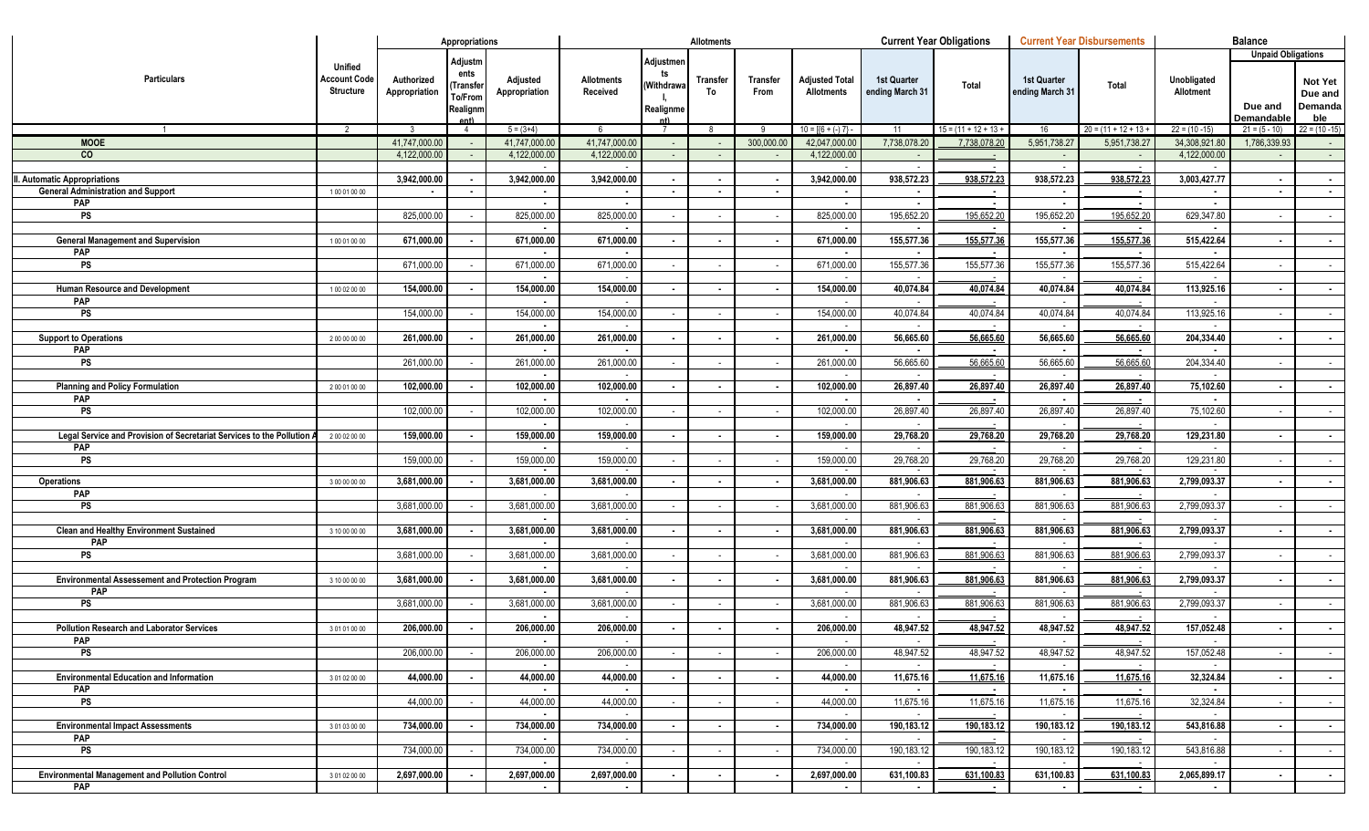| Particulars | Unified Account Code Structure | Appropriations | | | Allotments | | | | | Current Year Obligations | | Current Year Disbursements | | Balance | | |
|---|---|---|---|---|---|---|---|---|---|---|---|---|---|---|---|---|
| | | Authorized Appropriation | Adjustments (Transfer To/From Realignment) | Adjusted Appropriation | Allotments Received | Adjustments (Withdrawal, Realignment) | Transfer To | Transfer From | Adjusted Total Allotments | 1st Quarter ending March 31 | Total | 1st Quarter ending March 31 | Total | Unobligated Allotment | Unpaid Obligations | |
| | | | | | | | | | | | | | | | Due and Demandable | Not Yet Due and Demandable |
| 1 | 2 | 3 | 4 | 5 = (3+4) | 6 | 7 | 8 | 9 | 10 = [{6 + (-) 7} - | 11 | 15 = (11 + 12 + 13 + | 16 | 20 = (11 + 12 + 13 + | 22 = (10 -15) | 21 = (5 - 10) | 22 = (10 -15) |
| **MOOE** | | 41,747,000.00 | - | 41,747,000.00 | 41,747,000.00 | - | - | 300,000.00 | 42,047,000.00 | 7,738,078.20 | 7,738,078.20 | 5,951,738.27 | 5,951,738.27 | 34,308,921.80 | 1,786,339.93 | - |
| **CO** | | 4,122,000.00 | - | 4,122,000.00 | 4,122,000.00 | - | - | - | 4,122,000.00 | - | - | - | - | 4,122,000.00 | - | - |
| **II. Automatic Appropriations** | | 3,942,000.00 | - | 3,942,000.00 | 3,942,000.00 | - | - | - | 3,942,000.00 | 938,572.23 | 938,572.23 | 938,572.23 | 938,572.23 | 3,003,427.77 | - | - |
| **General Administration and Support** | 1 00 01 00 00 | - | - | - | - | - | - | - | - | - | - | - | - | - | - | - |
| PAP | | | | | | | | | | | | | | | | |
| PS | | 825,000.00 | - | 825,000.00 | 825,000.00 | - | - | - | 825,000.00 | 195,652.20 | 195,652.20 | 195,652.20 | 195,652.20 | 629,347.80 | - | - |
| **General Management and Supervision** | 1 00 01 00 00 | 671,000.00 | - | 671,000.00 | 671,000.00 | - | - | - | 671,000.00 | 155,577.36 | 155,577.36 | 155,577.36 | 155,577.36 | 515,422.64 | - | - |
| PAP | | | | | | | | | | | | | | | | |
| PS | | 671,000.00 | - | 671,000.00 | 671,000.00 | - | - | - | 671,000.00 | 155,577.36 | 155,577.36 | 155,577.36 | 155,577.36 | 515,422.64 | - | - |
| **Human Resource and Development** | 1 00 02 00 00 | 154,000.00 | - | 154,000.00 | 154,000.00 | - | - | - | 154,000.00 | 40,074.84 | 40,074.84 | 40,074.84 | 40,074.84 | 113,925.16 | - | - |
| PAP | | | | | | | | | | | | | | | | |
| PS | | 154,000.00 | - | 154,000.00 | 154,000.00 | - | - | - | 154,000.00 | 40,074.84 | 40,074.84 | 40,074.84 | 40,074.84 | 113,925.16 | - | - |
| **Support to Operations** | 2 00 00 00 00 | 261,000.00 | - | 261,000.00 | 261,000.00 | - | - | - | 261,000.00 | 56,665.60 | 56,665.60 | 56,665.60 | 56,665.60 | 204,334.40 | - | - |
| PAP | | | | | | | | | | | | | | | | |
| PS | | 261,000.00 | - | 261,000.00 | 261,000.00 | - | - | - | 261,000.00 | 56,665.60 | 56,665.60 | 56,665.60 | 56,665.60 | 204,334.40 | - | - |
| **Planning and Policy Formulation** | 2 00 01 00 00 | 102,000.00 | - | 102,000.00 | 102,000.00 | - | - | - | 102,000.00 | 26,897.40 | 26,897.40 | 26,897.40 | 26,897.40 | 75,102.60 | - | - |
| PAP | | | | | | | | | | | | | | | | |
| PS | | 102,000.00 | - | 102,000.00 | 102,000.00 | - | - | - | 102,000.00 | 26,897.40 | 26,897.40 | 26,897.40 | 26,897.40 | 75,102.60 | - | - |
| **Legal Service and Provision of Secretariat Services to the Pollution A** | 2 00 02 00 00 | 159,000.00 | - | 159,000.00 | 159,000.00 | - | - | - | 159,000.00 | 29,768.20 | 29,768.20 | 29,768.20 | 29,768.20 | 129,231.80 | - | - |
| PAP | | | | | | | | | | | | | | | | |
| PS | | 159,000.00 | - | 159,000.00 | 159,000.00 | - | - | - | 159,000.00 | 29,768.20 | 29,768.20 | 29,768.20 | 29,768.20 | 129,231.80 | - | - |
| **Operations** | 3 00 00 00 00 | 3,681,000.00 | - | 3,681,000.00 | 3,681,000.00 | - | - | - | 3,681,000.00 | 881,906.63 | 881,906.63 | 881,906.63 | 881,906.63 | 2,799,093.37 | - | - |
| PAP | | | | | | | | | | | | | | | | |
| PS | | 3,681,000.00 | - | 3,681,000.00 | 3,681,000.00 | - | - | - | 3,681,000.00 | 881,906.63 | 881,906.63 | 881,906.63 | 881,906.63 | 2,799,093.37 | - | - |
| **Clean and Healthy Environment Sustained** | 3 10 00 00 00 | 3,681,000.00 | - | 3,681,000.00 | 3,681,000.00 | - | - | - | 3,681,000.00 | 881,906.63 | 881,906.63 | 881,906.63 | 881,906.63 | 2,799,093.37 | - | - |
| PAP | | | | | | | | | | | | | | | | |
| PS | | 3,681,000.00 | - | 3,681,000.00 | 3,681,000.00 | - | - | - | 3,681,000.00 | 881,906.63 | 881,906.63 | 881,906.63 | 881,906.63 | 2,799,093.37 | - | - |
| **Environmental Assessement and Protection Program** | 3 10 00 00 00 | 3,681,000.00 | - | 3,681,000.00 | 3,681,000.00 | - | - | - | 3,681,000.00 | 881,906.63 | 881,906.63 | 881,906.63 | 881,906.63 | 2,799,093.37 | - | - |
| PAP | | | | | | | | | | | | | | | | |
| PS | | 3,681,000.00 | - | 3,681,000.00 | 3,681,000.00 | - | - | - | 3,681,000.00 | 881,906.63 | 881,906.63 | 881,906.63 | 881,906.63 | 2,799,093.37 | - | - |
| **Pollution Research and Laborator Services** | 3 01 01 00 00 | 206,000.00 | - | 206,000.00 | 206,000.00 | - | - | - | 206,000.00 | 48,947.52 | 48,947.52 | 48,947.52 | 48,947.52 | 157,052.48 | - | - |
| PAP | | | | | | | | | | | | | | | | |
| PS | | 206,000.00 | - | 206,000.00 | 206,000.00 | - | - | - | 206,000.00 | 48,947.52 | 48,947.52 | 48,947.52 | 48,947.52 | 157,052.48 | - | - |
| **Environmental Education and Information** | 3 01 02 00 00 | 44,000.00 | - | 44,000.00 | 44,000.00 | - | - | - | 44,000.00 | 11,675.16 | 11,675.16 | 11,675.16 | 11,675.16 | 32,324.84 | - | - |
| PAP | | | | | | | | | | | | | | | | |
| PS | | 44,000.00 | - | 44,000.00 | 44,000.00 | - | - | - | 44,000.00 | 11,675.16 | 11,675.16 | 11,675.16 | 11,675.16 | 32,324.84 | - | - |
| **Environmental Impact Assessments** | 3 01 03 00 00 | 734,000.00 | - | 734,000.00 | 734,000.00 | - | - | - | 734,000.00 | 190,183.12 | 190,183.12 | 190,183.12 | 190,183.12 | 543,816.88 | - | - |
| PAP | | | | | | | | | | | | | | | | |
| PS | | 734,000.00 | - | 734,000.00 | 734,000.00 | - | - | - | 734,000.00 | 190,183.12 | 190,183.12 | 190,183.12 | 190,183.12 | 543,816.88 | - | - |
| **Environmental Management and Pollution Control** | 3 01 02 00 00 | 2,697,000.00 | - | 2,697,000.00 | 2,697,000.00 | - | - | - | 2,697,000.00 | 631,100.83 | 631,100.83 | 631,100.83 | 631,100.83 | 2,065,899.17 | - | - |
| PAP | | | | - | - | | | | - | - | - | - | - | - | | |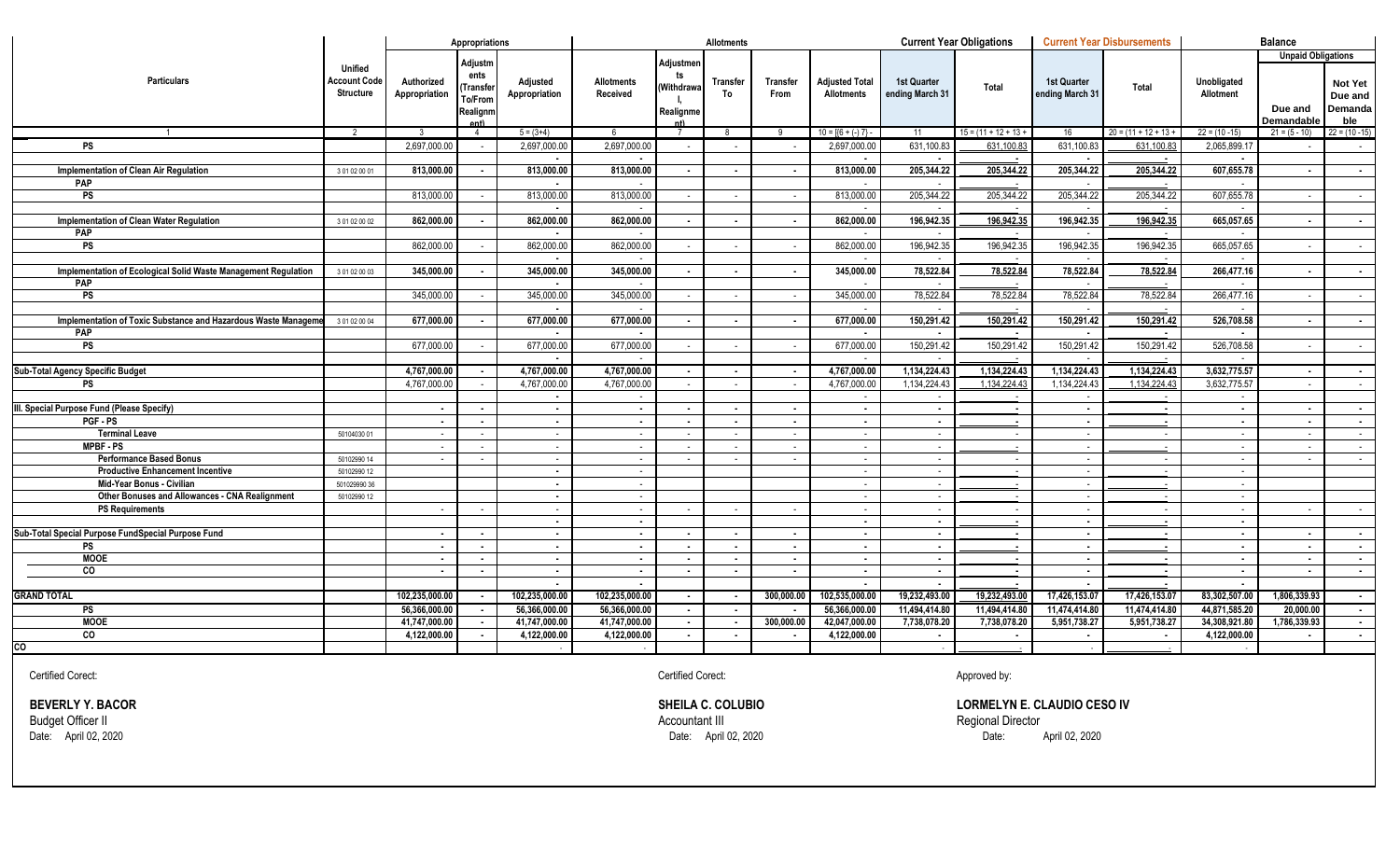| Particulars | Unified Account Code Structure | Appropriations | | | Allotments | | | | | Current Year Obligations | | Current Year Disbursements | | Balance | | |
|---|---|---|---|---|---|---|---|---|---|---|---|---|---|---|---|---|
| | | Authorized Appropriation | Adjustments (Transfer To/From Realignment) | Adjusted Appropriation | Allotments Received | Adjustments (Withdrawal, Realignment) | Transfer To | Transfer From | Adjusted Total Allotments | 1st Quarter ending March 31 | Total | 1st Quarter ending March 31 | Total | Unobligated Allotment | Unpaid Obligations | |
| | | | | | | | | | | | | | | | Due and Demandable | Not Yet Due and Demandable |
| 1 | 2 | 3 | 4 | 5 = (3+4) | 6 | 7 | 8 | 9 | 10 = [(6 + (-) 7) - | 11 | 15 = (11 + 12 + 13 + | 16 | 20 = (11 + 12 + 13 + | 22 = (10 -15) | 21 = (5 - 10) | 22 = (10 -15) |
| PS | | 2,697,000.00 | - | 2,697,000.00 | 2,697,000.00 | - | - | - | 2,697,000.00 | 631,100.83 | 631,100.83 | 631,100.83 | 631,100.83 | 2,065,899.17 | - | - |
| Implementation of Clean Air Regulation | 3 01 02 00 01 | 813,000.00 | - | 813,000.00 | 813,000.00 | - | - | - | 813,000.00 | 205,344.22 | 205,344.22 | 205,344.22 | 205,344.22 | 607,655.78 | - | - |
| PAP | | | | - | - | | | | - | - | - | - | - | - | | |
| PS | | 813,000.00 | - | 813,000.00 | 813,000.00 | - | - | - | 813,000.00 | 205,344.22 | 205,344.22 | 205,344.22 | 205,344.22 | 607,655.78 | - | - |
| Implementation of Clean Water Regulation | 3 01 02 00 02 | 862,000.00 | - | 862,000.00 | 862,000.00 | - | - | - | 862,000.00 | 196,942.35 | 196,942.35 | 196,942.35 | 196,942.35 | 665,057.65 | - | - |
| PAP | | | | - | - | | | | - | - | - | - | - | - | | |
| PS | | 862,000.00 | - | 862,000.00 | 862,000.00 | - | - | - | 862,000.00 | 196,942.35 | 196,942.35 | 196,942.35 | 196,942.35 | 665,057.65 | - | - |
| Implementation of Ecological Solid Waste Management Regulation | 3 01 02 00 03 | 345,000.00 | - | 345,000.00 | 345,000.00 | - | - | - | 345,000.00 | 78,522.84 | 78,522.84 | 78,522.84 | 78,522.84 | 266,477.16 | - | - |
| PAP | | | | - | - | | | | - | - | - | - | - | - | | |
| PS | | 345,000.00 | - | 345,000.00 | 345,000.00 | - | - | - | 345,000.00 | 78,522.84 | 78,522.84 | 78,522.84 | 78,522.84 | 266,477.16 | - | - |
| Implementation of Toxic Substance and Hazardous Waste Manageme | 3 01 02 00 04 | 677,000.00 | - | 677,000.00 | 677,000.00 | - | - | - | 677,000.00 | 150,291.42 | 150,291.42 | 150,291.42 | 150,291.42 | 526,708.58 | - | - |
| PAP | | | | - | - | | | | - | - | - | - | - | - | | |
| PS | | 677,000.00 | - | 677,000.00 | 677,000.00 | - | - | - | 677,000.00 | 150,291.42 | 150,291.42 | 150,291.42 | 150,291.42 | 526,708.58 | - | - |
| Sub-Total Agency Specific Budget | | 4,767,000.00 | - | 4,767,000.00 | 4,767,000.00 | - | - | - | 4,767,000.00 | 1,134,224.43 | 1,134,224.43 | 1,134,224.43 | 1,134,224.43 | 3,632,775.57 | - | - |
| PS | | 4,767,000.00 | - | 4,767,000.00 | 4,767,000.00 | - | - | - | 4,767,000.00 | 1,134,224.43 | 1,134,224.43 | 1,134,224.43 | 1,134,224.43 | 3,632,775.57 | - | - |
| III. Special Purpose Fund (Please Specify) | | - | - | - | - | - | - | - | - | - | - | - | - | - | - | - |
| PGF - PS | | - | - | - | - | - | - | - | - | - | - | - | - | - | - | - |
| Terminal Leave | 50104030 01 | - | - | - | - | - | - | - | - | - | - | - | - | - | - | - |
| MPBF - PS | | - | - | - | - | - | - | - | - | - | - | - | - | - | - | - |
| Performance Based Bonus | 50102990 14 | - | - | - | - | - | - | - | - | - | - | - | - | - | - | - |
| Productive Enhancement Incentive | 50102990 12 | | | - | - | | | | - | - | - | - | - | - | | |
| Mid-Year Bonus - Civilian | 501029990 36 | | | - | - | | | | - | - | - | - | - | - | | |
| Other Bonuses and Allowances - CNA Realignment | 50102990 12 | | | - | - | | | | - | - | - | - | - | - | | |
| PS Requirements | | - | - | - | - | - | - | - | - | - | - | - | - | - | - | - |
| Sub-Total Special Purpose FundSpecial Purpose Fund | | - | - | - | - | - | - | - | - | - | - | - | - | - | - | - |
| PS | | - | - | - | - | - | - | - | - | - | - | - | - | - | - | - |
| MOOE | | - | - | - | - | - | - | - | - | - | - | - | - | - | - | - |
| CO | | - | - | - | - | - | - | - | - | - | - | - | - | - | - | - |
| GRAND TOTAL | | 102,235,000.00 | - | 102,235,000.00 | 102,235,000.00 | - | - | 300,000.00 | 102,535,000.00 | 19,232,493.00 | 19,232,493.00 | 17,426,153.07 | 17,426,153.07 | 83,302,507.00 | 1,806,339.93 | - |
| PS | | 56,366,000.00 | - | 56,366,000.00 | 56,366,000.00 | - | - | - | 56,366,000.00 | 11,494,414.80 | 11,494,414.80 | 11,474,414.80 | 11,474,414.80 | 44,871,585.20 | 20,000.00 | - |
| MOOE | | 41,747,000.00 | - | 41,747,000.00 | 41,747,000.00 | - | - | 300,000.00 | 42,047,000.00 | 7,738,078.20 | 7,738,078.20 | 5,951,738.27 | 5,951,738.27 | 34,308,921.80 | 1,786,339.93 | - |
| CO | | 4,122,000.00 | - | 4,122,000.00 | 4,122,000.00 | - | - | - | 4,122,000.00 | - | - | - | - | 4,122,000.00 | - | - |
| CO | | | | - | | | | | | - | - | - | - | - | | |

Certified Corect:

**BEVERLY Y. BACOR**
Budget Officer II
Date: April 02, 2020

Certified Corect:

**SHEILA C. COLUBIO**
Accountant III
Date: April 02, 2020

Approved by:

**LORMELYN E. CLAUDIO CESO IV**
Regional Director
Date: April 02, 2020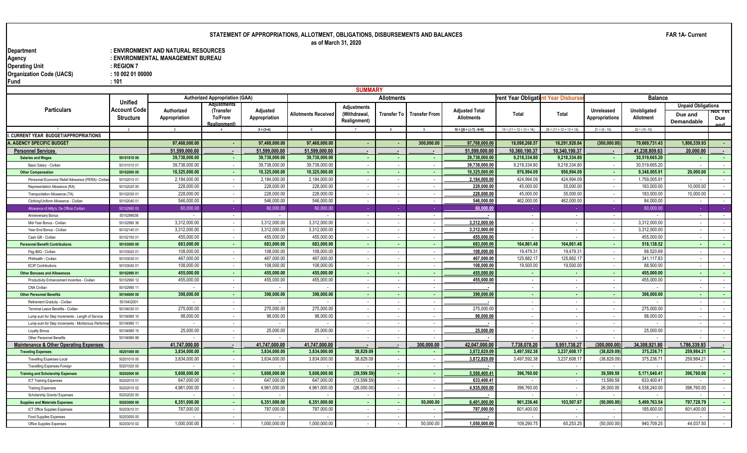# STATEMENT OF APPROPRIATIONS, ALLOTMENT, OBLIGATIONS, DISBURSEMENTS AND BALANCES

as of March 31, 2020

**FAR 1A- Current**

| | |
|---|---|
| Department | : ENVIRONMENT AND NATURAL RESOURCES |
| Agency | : ENVIRONMENTAL MANAGEMENT BUREAU |
| Operating Unit | : REGION 7 |
| Organization Code (UACS) | : 10 002 01 00000 |
| Fund | : 101 |

## SUMMARY

| Particulars | Unified Account Code Structure | Authorized Appropriation (GAA) | | | Allotments | | | | | Current Year Obligations | Current Year Disbursements | Balance | | | |
|---|---|---|---|---|---|---|---|---|---|---|---|---|---|---|---|
| | | Authorized Appropriation | Adjustments (Transfer To/From Realignment) | Adjusted Appropriation | Allotments Received | Adjustments (Withdrawal, Realignment) | Transfer To | Transfer From | Adjusted Total Allotments | Total | Total | Unreleased Appropriations | Unobligated Allotment | Unpaid Obligations | |
| | | | | | | | | | | | | | | Due and Demandable | Not Yet Due and Demandable |
| 1 | 2 | 3 | 4 | 5 = (3+4) | 6 | 7 | 8 | 9 | 10 = [(6 + (-) 7) - 8+9] | 15 = (11 + 12 + 13 + 14) | 20 = (11 + 12 + 13 + 14) | 21 = (5 - 10) | 22 = (10 -15) | | |
| I. CURRENT YEAR BUDGET/APPROPRIATIONS | | | | | | | | | | | | | | | |
| A. AGENCY SPECIFIC BUDGET | | 97,468,000.00 | - | 97,468,000.00 | 97,468,000.00 | - | - | 300,000.00 | 97,768,000.00 | 18,098,268.57 | 16,291,928.64 | (300,000.00) | 79,669,731.43 | 1,806,339.93 | - |
| Personnel Services | | 51,599,000.00 | - | 51,599,000.00 | 51,599,000.00 | - | - | - | 51,599,000.00 | 10,360,190.37 | 10,340,190.37 | - | 41,238,809.63 | 20,000.00 | - |
| Salaries and Wages | 50101010 00 | 39,738,000.00 | - | 39,738,000.00 | 39,738,000.00 | - | - | - | 39,738,000.00 | 9,218,334.80 | 9,218,334.80 | - | 30,519,665.20 | - | - |
| Basic Salary - Civilian | 50101010 01 | 39,738,000.00 | - | 39,738,000.00 | 39,738,000.00 | - | - | - | 39,738,000.00 | 9,218,334.80 | 9,218,334.80 | - | 30,519,665.20 | - | - |
| Other Compensation | 50102000 00 | 10,325,000.00 | - | 10,325,000.00 | 10,325,000.00 | - | - | - | 10,325,000.00 | 976,994.09 | 956,994.09 | - | 9,348,005.91 | 20,000.00 | - |
| Personnel Economic Relief Allowance (PERA)- Civilian | 50102010 01 | 2,184,000.00 | - | 2,184,000.00 | 2,184,000.00 | - | - | - | 2,184,000.00 | 424,994.09 | 424,994.09 | - | 1,759,005.91 | - | - |
| Representation Allowance (RA) | 50102020 00 | 228,000.00 | - | 228,000.00 | 228,000.00 | - | - | - | 228,000.00 | 45,000.00 | 35,000.00 | - | 183,000.00 | 10,000.00 | - |
| Transportation Allowance (TA) | 50102030 01 | 228,000.00 | - | 228,000.00 | 228,000.00 | - | - | - | 228,000.00 | 45,000.00 | 35,000.00 | - | 183,000.00 | 10,000.00 | - |
| Clothing/Uniform Allowance - Civilian | 50102040 01 | 546,000.00 | - | 546,000.00 | 546,000.00 | - | - | - | 546,000.00 | 462,000.00 | 462,000.00 | - | 84,000.00 | - | - |
| Allowance of Atty's. De Officio Civilian | 50102990 03 | 60,000.00 | - | 60,000.00 | 60,000.00 | - | - | - | 60,000.00 | - | - | - | 60,000.00 | - | - |
| Anniversary Bonus | 5010299038 | - | - | - | - | - | - | - | - | - | - | - | - | - | - |
| Mid-Year Bonus - Civilian | 50102990 36 | 3,312,000.00 | - | 3,312,000.00 | 3,312,000.00 | - | - | - | 3,312,000.00 | - | - | - | 3,312,000.00 | - | - |
| Year-End Bonus - Civilian | 50102140 01 | 3,312,000.00 | - | 3,312,000.00 | 3,312,000.00 | - | - | - | 3,312,000.00 | - | - | - | 3,312,000.00 | - | - |
| Cash Gift - Civilian | 50102150 01 | 455,000.00 | - | 455,000.00 | 455,000.00 | - | - | - | 455,000.00 | - | - | - | 455,000.00 | - | - |
| Personnel Benefit Contributions | 50103000 00 | 683,000.00 | - | 683,000.00 | 683,000.00 | - | - | - | 683,000.00 | 164,861.48 | 164,861.48 | - | 518,138.52 | - | - |
| Pag-IBIG - Civilian | 50103020 01 | 108,000.00 | - | 108,000.00 | 108,000.00 | - | - | - | 108,000.00 | 19,479.31 | 19,479.31 | - | 88,520.69 | - | - |
| Philhealth - Civilian | 50103030 01 | 467,000.00 | - | 467,000.00 | 467,000.00 | - | - | - | 467,000.00 | 125,882.17 | 125,882.17 | - | 341,117.83 | - | - |
| ECIP Contributions | 50103040 01 | 108,000.00 | - | 108,000.00 | 108,000.00 | - | - | - | 108,000.00 | 19,500.00 | 19,500.00 | - | 88,500.00 | - | - |
| Other Bonuses and Allowances | 50102990 01 | 455,000.00 | - | 455,000.00 | 455,000.00 | - | - | - | 455,000.00 | - | - | - | 455,000.00 | - | - |
| Productivity Enhancement Incentive - Civilian | 50102990 12 | 455,000.00 | - | 455,000.00 | 455,000.00 | - | - | - | 455,000.00 | - | - | - | 455,000.00 | - | - |
| CNA Civilian | 50102990 11 | - | - | - | - | - | - | - | - | - | - | - | - | - | - |
| Other Personnel Benefits | 50104000 00 | 398,000.00 | - | 398,000.00 | 398,000.00 | - | - | - | 398,000.00 | - | - | - | 398,000.00 | - | - |
| Retirement Graduity - Civilian | 5010402001 | - | - | - | - | - | - | - | - | - | - | - | - | - | - |
| Terminal Leave Benefits - Civilian | 50104030 01 | 275,000.00 | - | 275,000.00 | 275,000.00 | - | - | - | 275,000.00 | - | - | - | 275,000.00 | - | - |
| Lump-sum for Step Increments - Length of Service | 50104990 10 | 98,000.00 | - | 98,000.00 | 98,000.00 | - | - | - | 98,000.00 | - | - | - | 98,000.00 | - | - |
| Lump-sum for Step Increments - Meritorious Performance | 50104990 11 | - | - | - | - | - | - | - | - | - | - | - | - | - | - |
| Loyalty Bonus | 50104990 15 | 25,000.00 | - | 25,000.00 | 25,000.00 | - | - | - | 25,000.00 | - | - | - | 25,000.00 | - | - |
| Other Personnel Benefits | 50104990 99 | - | - | - | - | - | - | - | - | - | - | - | - | - | - |
| Maintenance & Other Operating Expenses | | 41,747,000.00 | - | 41,747,000.00 | 41,747,000.00 | - | - | 300,000.00 | 42,047,000.00 | 7,738,078.20 | 5,951,738.27 | (300,000.00) | 34,308,921.80 | 1,786,339.93 | - |
| Traveling Expenses | 50201000 00 | 3,834,000.00 | - | 3,834,000.00 | 3,834,000.00 | 38,829.09 | - | - | 3,872,829.09 | 3,497,592.38 | 3,237,608.17 | (38,829.09) | 375,236.71 | 259,984.21 | - |
| Travelling Expenses-Local | 50201010 00 | 3,834,000.00 | - | 3,834,000.00 | 3,834,000.00 | 38,829.09 | - | - | 3,872,829.09 | 3,497,592.38 | 3,237,608.17 | (38,829.09) | 375,236.71 | 259,984.21 | - |
| Travelling Expenses-Foreign | 50201020 00 | - | - | - | - | - | - | - | - | - | - | - | - | - | - |
| Training and Scholarship Expenses | 50202000 00 | 5,608,000.00 | - | 5,608,000.00 | 5,608,000.00 | (39,599.59) | - | - | 5,568,400.41 | 396,760.00 | - | 39,599.59 | 5,171,640.41 | 396,760.00 | - |
| ICT Training Expenses | 50202010 01 | 647,000.00 | - | 647,000.00 | 647,000.00 | (13,599.59) | - | - | 633,400.41 | - | - | 13,599.59 | 633,400.41 | - | - |
| Training Expenses | 50202010 02 | 4,961,000.00 | - | 4,961,000.00 | 4,961,000.00 | (26,000.00) | - | - | 4,935,000.00 | 396,760.00 | - | 26,000.00 | 4,538,240.00 | 396,760.00 | - |
| Scholarship Grants/ Expenses | 50202020 00 | - | - | - | - | - | - | - | - | - | - | - | - | - | - |
| Supplies and Materials Expenses | 50203000 00 | 6,351,000.00 | - | 6,351,000.00 | 6,351,000.00 | - | - | 50,000.00 | 6,401,000.00 | 901,236.46 | 103,507.67 | (50,000.00) | 5,499,763.54 | 797,728.79 | - |
| ICT Office Supplies Expenses | 50203010 01 | 787,000.00 | - | 787,000.00 | 787,000.00 | - | - | - | 787,000.00 | 601,400.00 | - | - | 185,600.00 | 601,400.00 | - |
| Food Supplies Expenses | 50203050 00 | - | - | - | - | - | - | - | - | - | - | - | - | - | - |
| Office Supplies Expenses | 50203010 02 | 1,000,000.00 | - | 1,000,000.00 | 1,000,000.00 | - | - | 50,000.00 | 1,050,000.00 | 109,290.75 | 65,253.25 | (50,000.00) | 940,709.25 | 44,037.50 | - |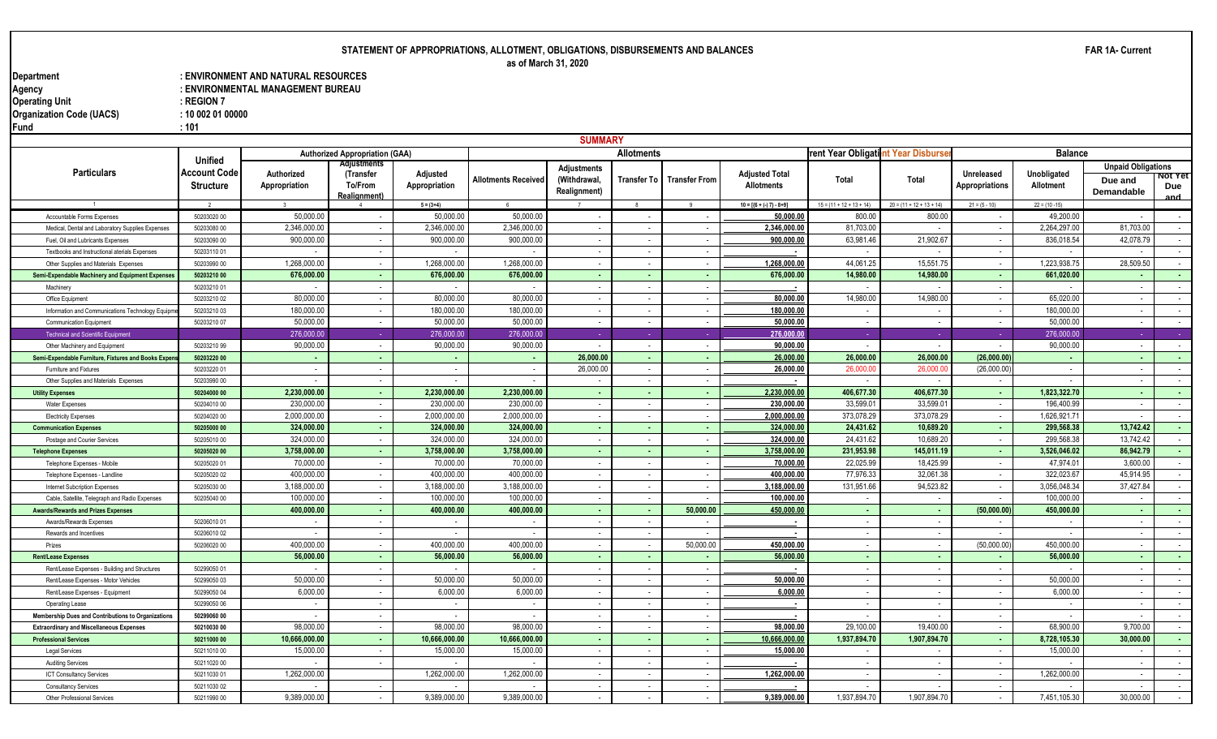# STATEMENT OF APPROPRIATIONS, ALLOTMENT, OBLIGATIONS, DISBURSEMENTS AND BALANCES

as of March 31, 2020

FAR 1A- Current

Department : ENVIRONMENT AND NATURAL RESOURCES
Agency : ENVIRONMENTAL MANAGEMENT BUREAU
Operating Unit : REGION 7
Organization Code (UACS) : 10 002 01 00000
Fund : 101

## SUMMARY

| Particulars | Unified Account Code Structure | Authorized Appropriation (GAA) | | | Allotments | | | | | Current Year Obligations | Current Year Disbursements | Balance | | | |
|---|---|---|---|---|---|---|---|---|---|---|---|---|---|---|---|
| | | Authorized Appropriation | Adjustments (Transfer To/From Realignment) | Adjusted Appropriation | Allotments Received | Adjustments (Withdrawal, Realignment) | Transfer To | Transfer From | Adjusted Total Allotments | Total | Total | Unreleased Appropriations | Unobligated Allotment | Unpaid Obligations | |
| | | | | | | | | | | | | | | Due and Demandable | Not Yet Due and |
| 1 | 2 | 3 | 4 | 5 = (3+4) | 6 | 7 | 8 | 9 | 10 = [{6 + (-) 7} - 8+9] | 15 = (11 + 12 + 13 + 14) | 20 = (11 + 12 + 13 + 14) | 21 = (5 - 10) | 22 = (10 -15) | | |
| Accountable Forms Expenses | 50203020 00 | 50,000.00 | - | 50,000.00 | 50,000.00 | - | - | - | 50,000.00 | 800.00 | 800.00 | - | 49,200.00 | - | - |
| Medical, Dental and Laboratory Supplies Expenses | 50203080 00 | 2,346,000.00 | - | 2,346,000.00 | 2,346,000.00 | - | - | - | 2,346,000.00 | 81,703.00 | - | - | 2,264,297.00 | 81,703.00 | - |
| Fuel, Oil and Lubricants Expenses | 50203090 00 | 900,000.00 | - | 900,000.00 | 900,000.00 | - | - | - | 900,000.00 | 63,981.46 | 21,902.67 | - | 836,018.54 | 42,078.79 | - |
| Textbooks and Instructional aterials Expenses | 50203110 01 | - | - | - | - | - | - | - | - | - | - | - | - | - | - |
| Other Supplies and Materials Expenses | 50203990 00 | 1,268,000.00 | - | 1,268,000.00 | 1,268,000.00 | - | - | - | 1,268,000.00 | 44,061.25 | 15,551.75 | - | 1,223,938.75 | 28,509.50 | - |
| **Semi-Expendable Machinery and Equipment Expenses** | **50203210 00** | **676,000.00** | **-** | **676,000.00** | **676,000.00** | **-** | **-** | **-** | **676,000.00** | **14,980.00** | **14,980.00** | **-** | **661,020.00** | **-** | **-** |
| Machinery | 50203210 01 | - | - | - | - | - | - | - | - | - | - | - | - | - | - |
| Office Equipment | 50203210 02 | 80,000.00 | - | 80,000.00 | 80,000.00 | - | - | - | 80,000.00 | 14,980.00 | 14,980.00 | - | 65,020.00 | - | - |
| Information and Communications Technology Equipme | 50203210 03 | 180,000.00 | - | 180,000.00 | 180,000.00 | - | - | - | 180,000.00 | - | - | - | 180,000.00 | - | - |
| Communication Equipment | 50203210 07 | 50,000.00 | - | 50,000.00 | 50,000.00 | - | - | - | 50,000.00 | - | - | - | 50,000.00 | - | - |
| Technical and Scientific Equipment | | 276,000.00 | - | 276,000.00 | 276,000.00 | - | - | - | 276,000.00 | - | - | - | 276,000.00 | - | - |
| Other Machinery and Equipment | 50203210 99 | 90,000.00 | - | 90,000.00 | 90,000.00 | - | - | - | 90,000.00 | - | - | - | 90,000.00 | - | - |
| **Semi-Expendable Furniture, Fixtures and Books Expens** | **50203220 00** | **-** | **-** | **-** | **-** | **26,000.00** | **-** | **-** | **26,000.00** | **26,000.00** | **26,000.00** | **(26,000.00)** | **-** | **-** | **-** |
| Furniture and Fixtures | 50203220 01 | - | - | - | - | 26,000.00 | - | - | 26,000.00 | 26,000.00 | 26,000.00 | (26,000.00) | - | - | - |
| Other Supplies and Materials Expenses | 50203990 00 | - | - | - | - | - | - | - | - | - | - | - | - | - | - |
| **Utility Expenses** | **50204000 00** | **2,230,000.00** | **-** | **2,230,000.00** | **2,230,000.00** | **-** | **-** | **-** | **2,230,000.00** | **406,677.30** | **406,677.30** | **-** | **1,823,322.70** | **-** | **-** |
| Water Expenses | 50204010 00 | 230,000.00 | - | 230,000.00 | 230,000.00 | - | - | - | 230,000.00 | 33,599.01 | 33,599.01 | - | 196,400.99 | - | - |
| Electricity Expenses | 50204020 00 | 2,000,000.00 | - | 2,000,000.00 | 2,000,000.00 | - | - | - | 2,000,000.00 | 373,078.29 | 373,078.29 | - | 1,626,921.71 | - | - |
| **Communication Expenses** | **50205000 00** | **324,000.00** | **-** | **324,000.00** | **324,000.00** | **-** | **-** | **-** | **324,000.00** | **24,431.62** | **10,689.20** | **-** | **299,568.38** | **13,742.42** | **-** |
| Postage and Courier Services | 50205010 00 | 324,000.00 | - | 324,000.00 | 324,000.00 | - | - | - | 324,000.00 | 24,431.62 | 10,689.20 | - | 299,568.38 | 13,742.42 | - |
| **Telephone Expenses** | **50205020 00** | **3,758,000.00** | **-** | **3,758,000.00** | **3,758,000.00** | **-** | **-** | **-** | **3,758,000.00** | **231,953.98** | **145,011.19** | **-** | **3,526,046.02** | **86,942.79** | **-** |
| Telephone Expenses - Mobile | 50205020 01 | 70,000.00 | - | 70,000.00 | 70,000.00 | - | - | - | 70,000.00 | 22,025.99 | 18,425.99 | - | 47,974.01 | 3,600.00 | - |
| Telephone Expenses - Landline | 50205020 02 | 400,000.00 | - | 400,000.00 | 400,000.00 | - | - | - | 400,000.00 | 77,976.33 | 32,061.38 | - | 322,023.67 | 45,914.95 | - |
| Internet Subcription Expenses | 50205030 00 | 3,188,000.00 | - | 3,188,000.00 | 3,188,000.00 | - | - | - | 3,188,000.00 | 131,951.66 | 94,523.82 | - | 3,056,048.34 | 37,427.84 | - |
| Cable, Satellite, Telegraph and Radio Expenses | 50205040 00 | 100,000.00 | - | 100,000.00 | 100,000.00 | - | - | - | 100,000.00 | - | - | - | 100,000.00 | - | - |
| **Awards/Rewards and Prizes Expenses** | | **400,000.00** | **-** | **400,000.00** | **400,000.00** | **-** | **-** | **50,000.00** | **450,000.00** | **-** | **-** | **(50,000.00)** | **450,000.00** | **-** | **-** |
| Awards/Rewards Expenses | 50206010 01 | - | - | - | - | - | - | - | - | - | - | - | - | - | - |
| Rewards and Incentives | 50206010 02 | - | - | - | - | - | - | - | - | - | - | - | - | - | - |
| Prizes | 50206020 00 | 400,000.00 | - | 400,000.00 | 400,000.00 | - | - | 50,000.00 | 450,000.00 | - | - | (50,000.00) | 450,000.00 | - | - |
| **Rent/Lease Expenses** | | **56,000.00** | **-** | **56,000.00** | **56,000.00** | **-** | **-** | **-** | **56,000.00** | **-** | **-** | **-** | **56,000.00** | **-** | **-** |
| Rent/Lease Expenses - Building and Structures | 50299050 01 | - | - | - | - | - | - | - | - | - | - | - | - | - | - |
| Rent/Lease Expenses - Motor Vehicles | 50299050 03 | 50,000.00 | - | 50,000.00 | 50,000.00 | - | - | - | 50,000.00 | - | - | - | 50,000.00 | - | - |
| Rent/Lease Expenses - Equipment | 50299050 04 | 6,000.00 | - | 6,000.00 | 6,000.00 | - | - | - | 6,000.00 | - | - | - | 6,000.00 | - | - |
| Operating Lease | 50299050 06 | - | - | - | - | - | - | - | - | - | - | - | - | - | - |
| **Membership Dues and Contributions to Organizations** | **50299060 00** | - | - | - | - | - | - | - | - | - | - | - | - | - | - |
| **Extraordinary and Miscellaneous Expenses** | **50210030 00** | 98,000.00 | - | 98,000.00 | 98,000.00 | - | - | - | 98,000.00 | 29,100.00 | 19,400.00 | - | 68,900.00 | 9,700.00 | - |
| **Professional Services** | **50211000 00** | **10,666,000.00** | **-** | **10,666,000.00** | **10,666,000.00** | **-** | **-** | **-** | **10,666,000.00** | **1,937,894.70** | **1,907,894.70** | **-** | **8,728,105.30** | **30,000.00** | **-** |
| Legal Services | 50211010 00 | 15,000.00 | - | 15,000.00 | 15,000.00 | - | - | - | 15,000.00 | - | - | - | 15,000.00 | - | - |
| Auditing Services | 50211020 00 | - | - | - | - | - | - | - | - | - | - | - | - | - | - |
| ICT Consultancy Services | 50211030 01 | 1,262,000.00 | | 1,262,000.00 | 1,262,000.00 | - | - | - | 1,262,000.00 | - | - | - | 1,262,000.00 | - | - |
| Consultancy Services | 50211030 02 | - | - | - | - | - | - | - | - | - | - | - | - | - | - |
| Other Professional Services | 50211990 00 | 9,389,000.00 | - | 9,389,000.00 | 9,389,000.00 | - | - | - | 9,389,000.00 | 1,937,894.70 | 1,907,894.70 | - | 7,451,105.30 | 30,000.00 | - |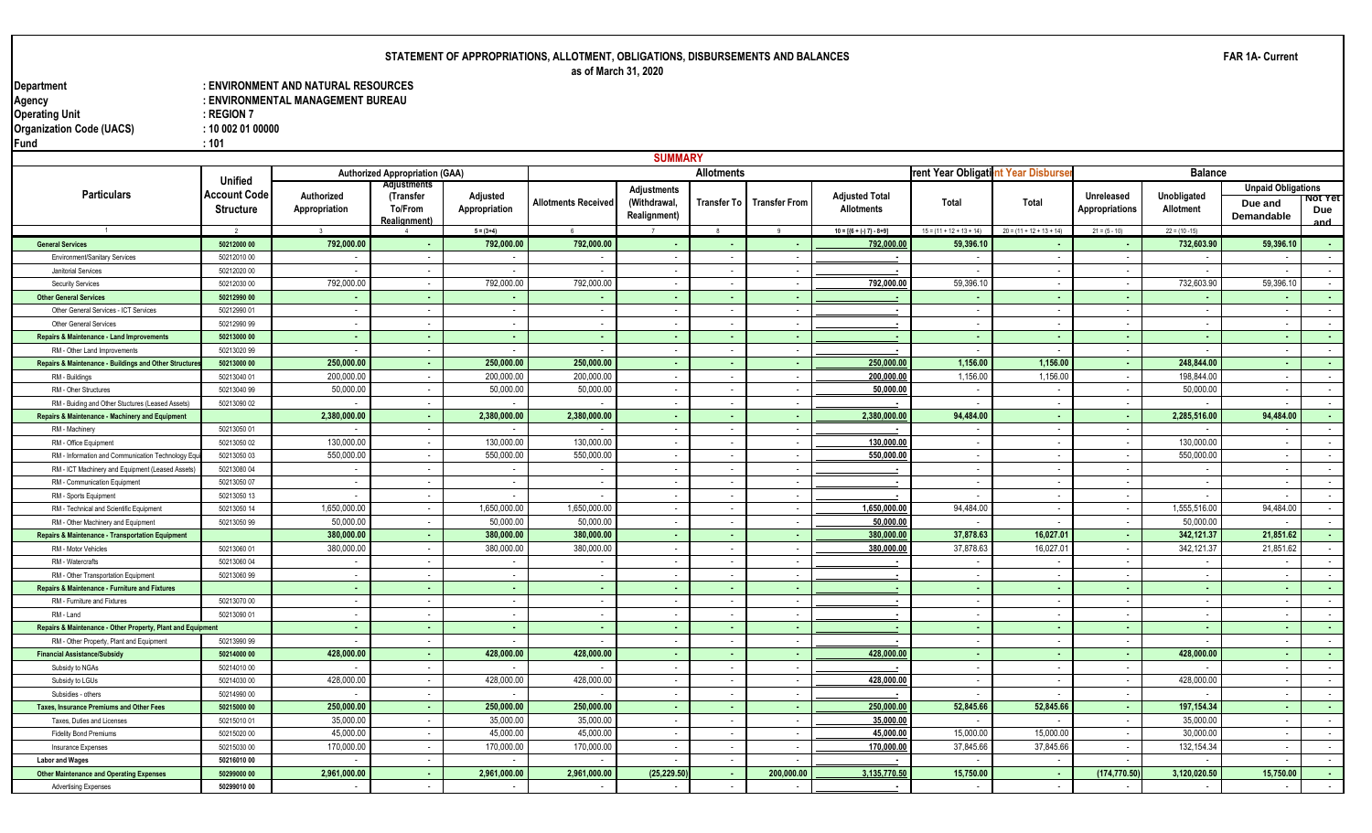# STATEMENT OF APPROPRIATIONS, ALLOTMENT, OBLIGATIONS, DISBURSEMENTS AND BALANCES

as of March 31, 2020

**FAR 1A- Current**

**Department** : ENVIRONMENT AND NATURAL RESOURCES
**Agency** : ENVIRONMENTAL MANAGEMENT BUREAU
**Operating Unit** : REGION 7
**Organization Code (UACS)** : 10 002 01 00000
**Fund** : 101

## SUMMARY

| Particulars | Unified Account Code Structure | Authorized Appropriation (GAA) | | | Allotments | | | | | Current Year Obligations | Current Year Disbursements | Balance | | | |
|---|---|---|---|---|---|---|---|---|---|---|---|---|---|---|---|
| | | Authorized Appropriation | Adjustments (Transfer To/From Realignment) | Adjusted Appropriation | Allotments Received | Adjustments (Withdrawal, Realignment) | Transfer To | Transfer From | Adjusted Total Allotments | Total | Total | Unreleased Appropriations | Unobligated Allotment | Unpaid Obligations | |
| | | | | | | | | | | | | | | Due and Demandable | Not Yet Due and Demandable |
| 1 | 2 | 3 | 4 | 5 = (3+4) | 6 | 7 | 8 | 9 | 10 = [(6 + (-) 7) - 8+9] | 15 = (11 + 12 + 13 + 14) | 20 = (11 + 12 + 13 + 14) | 21 = (5 - 10) | 22 = (10 -15) | | |
| **General Services** | **50212000 00** | **792,000.00** | **-** | **792,000.00** | **792,000.00** | **-** | **-** | **-** | **792,000.00** | **59,396.10** | **-** | **-** | **732,603.90** | **59,396.10** | **-** |
| Environment/Sanitary Services | 50212010 00 | - | - | - | - | - | - | - | - | - | - | - | - | - | - |
| Janitorial Services | 50212020 00 | - | - | - | - | - | - | - | - | - | - | - | - | - | - |
| Security Services | 50212030 00 | 792,000.00 | - | 792,000.00 | 792,000.00 | - | - | - | 792,000.00 | 59,396.10 | - | - | 732,603.90 | 59,396.10 | - |
| **Other General Services** | **50212990 00** | **-** | **-** | **-** | **-** | **-** | **-** | **-** | **-** | **-** | **-** | **-** | **-** | **-** | **-** |
| Other General Services - ICT Services | 50212990 01 | - | - | - | - | - | - | - | - | - | - | - | - | - | - |
| Other General Services | 50212990 99 | - | - | - | - | - | - | - | - | - | - | - | - | - | - |
| **Repairs & Maintenance - Land Improvements** | **50213000 00** | **-** | **-** | **-** | **-** | **-** | **-** | **-** | **-** | **-** | **-** | **-** | **-** | **-** | **-** |
| RM - Other Land Improvements | 50213020 99 | - | - | - | - | - | - | - | - | - | - | - | - | - | - |
| **Repairs & Maintenance - Buildings and Other Structures** | **50213000 00** | **250,000.00** | **-** | **250,000.00** | **250,000.00** | **-** | **-** | **-** | **250,000.00** | **1,156.00** | **1,156.00** | **-** | **248,844.00** | **-** | **-** |
| RM - Buildings | 50213040 01 | 200,000.00 | - | 200,000.00 | 200,000.00 | - | - | - | 200,000.00 | 1,156.00 | 1,156.00 | - | 198,844.00 | - | - |
| RM - Oher Structures | 50213040 99 | 50,000.00 | - | 50,000.00 | 50,000.00 | - | - | - | 50,000.00 | - | - | - | 50,000.00 | - | - |
| RM - Buiding and Other Stuctures (Leased Assets) | 50213090 02 | - | - | - | - | - | - | - | - | - | - | - | - | - | - |
| **Repairs & Maintenance - Machinery and Equipment** | | **2,380,000.00** | **-** | **2,380,000.00** | **2,380,000.00** | **-** | **-** | **-** | **2,380,000.00** | **94,484.00** | **-** | **-** | **2,285,516.00** | **94,484.00** | **-** |
| RM - Machinery | 50213050 01 | - | - | - | - | - | - | - | - | - | - | - | - | - | - |
| RM - Office Equipment | 50213050 02 | 130,000.00 | - | 130,000.00 | 130,000.00 | - | - | - | 130,000.00 | - | - | - | 130,000.00 | - | - |
| RM - Information and Communication Technology Equi | 50213050 03 | 550,000.00 | - | 550,000.00 | 550,000.00 | - | - | - | 550,000.00 | - | - | - | 550,000.00 | - | - |
| RM - ICT Machinery and Equipment (Leased Assets) | 50213080 04 | - | - | - | - | - | - | - | - | - | - | - | - | - | - |
| RM - Communication Equipment | 50213050 07 | - | - | - | - | - | - | - | - | - | - | - | - | - | - |
| RM - Sports Equipment | 50213050 13 | - | - | - | - | - | - | - | - | - | - | - | - | - | - |
| RM - Technical and Scientific Equipment | 50213050 14 | 1,650,000.00 | - | 1,650,000.00 | 1,650,000.00 | - | - | - | 1,650,000.00 | 94,484.00 | - | - | 1,555,516.00 | 94,484.00 | - |
| RM - Other Machinery and Equipment | 50213050 99 | 50,000.00 | - | 50,000.00 | 50,000.00 | - | - | - | 50,000.00 | - | - | - | 50,000.00 | - | - |
| **Repairs & Maintenance - Transportation Equipment** | | **380,000.00** | **-** | **380,000.00** | **380,000.00** | **-** | **-** | **-** | **380,000.00** | **37,878.63** | **16,027.01** | **-** | **342,121.37** | **21,851.62** | **-** |
| RM - Motor Vehicles | 50213060 01 | 380,000.00 | - | 380,000.00 | 380,000.00 | - | - | - | 380,000.00 | 37,878.63 | 16,027.01 | - | 342,121.37 | 21,851.62 | - |
| RM - Watercrafts | 50213060 04 | - | - | - | - | - | - | - | - | - | - | - | - | - | - |
| RM - Other Transportation Equipment | 50213060 99 | - | - | - | - | - | - | - | - | - | - | - | - | - | - |
| **Repairs & Maintenance - Furniture and Fixtures** | | **-** | **-** | **-** | **-** | **-** | **-** | **-** | **-** | **-** | **-** | **-** | **-** | **-** | **-** |
| RM - Furniture and Fixtures | 50213070 00 | - | - | - | - | - | - | - | - | - | - | - | - | - | - |
| RM - Land | 50213090 01 | - | - | - | - | - | - | - | - | - | - | - | - | - | - |
| **Repairs & Maintenance - Other Property, Plant and Equipment** | | **-** | **-** | **-** | **-** | **-** | **-** | **-** | **-** | **-** | **-** | **-** | **-** | **-** | **-** |
| RM - Other Property, Plant and Equipment | 50213990 99 | - | - | - | - | - | - | - | - | - | - | - | - | - | - |
| **Financial Assistance/Subsidy** | **50214000 00** | **428,000.00** | **-** | **428,000.00** | **428,000.00** | **-** | **-** | **-** | **428,000.00** | **-** | **-** | **-** | **428,000.00** | **-** | **-** |
| Subsidy to NGAs | 50214010 00 | - | - | - | - | - | - | - | - | - | - | - | - | - | - |
| Subsidy to LGUs | 50214030 00 | 428,000.00 | - | 428,000.00 | 428,000.00 | - | - | - | 428,000.00 | - | - | - | 428,000.00 | - | - |
| Subsidies - others | 50214990 00 | - | - | - | - | - | - | - | - | - | - | - | - | - | - |
| **Taxes, Insurance Premiums and Other Fees** | **50215000 00** | **250,000.00** | **-** | **250,000.00** | **250,000.00** | **-** | **-** | **-** | **250,000.00** | **52,845.66** | **52,845.66** | **-** | **197,154.34** | **-** | **-** |
| Taxes, Duties and Licenses | 50215010 01 | 35,000.00 | - | 35,000.00 | 35,000.00 | - | - | - | 35,000.00 | - | - | - | 35,000.00 | - | - |
| Fidelity Bond Premiums | 50215020 00 | 45,000.00 | - | 45,000.00 | 45,000.00 | - | - | - | 45,000.00 | 15,000.00 | 15,000.00 | - | 30,000.00 | - | - |
| Insurance Expenses | 50215030 00 | 170,000.00 | - | 170,000.00 | 170,000.00 | - | - | - | 170,000.00 | 37,845.66 | 37,845.66 | - | 132,154.34 | - | - |
| **Labor and Wages** | **50216010 00** | - | - | - | - | - | - | - | - | - | - | - | - | - | - |
| **Other Maintenance and Operating Expenses** | **50299000 00** | **2,961,000.00** | **-** | **2,961,000.00** | **2,961,000.00** | **(25,229.50)** | **-** | **200,000.00** | **3,135,770.50** | **15,750.00** | **-** | **(174,770.50)** | **3,120,020.50** | **15,750.00** | **-** |
| Advertising Expenses | 50299010 00 | - | - | - | - | - | - | - | - | - | - | - | - | - | - |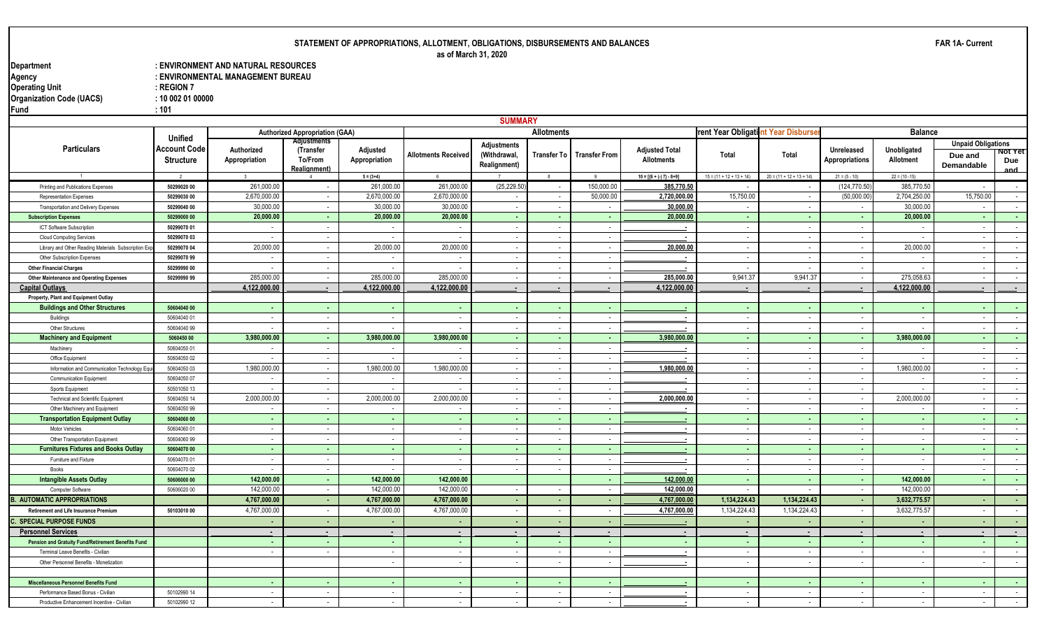# STATEMENT OF APPROPRIATIONS, ALLOTMENT, OBLIGATIONS, DISBURSEMENTS AND BALANCES

as of March 31, 2020

FAR 1A- Current

Department : ENVIRONMENT AND NATURAL RESOURCES
Agency : ENVIRONMENTAL MANAGEMENT BUREAU
Operating Unit : REGION 7
Organization Code (UACS) : 10 002 01 00000
Fund : 101

## SUMMARY

| Particulars | Unified Account Code Structure | Authorized Appropriation (GAA) | | | Allotments | | | | | rent Year Obligati | nt Year Disburser | Balance | | | |
|---|---|---|---|---|---|---|---|---|---|---|---|---|---|---|---|
| | | Authorized Appropriation | Adjustments (Transfer To/From Realignment) | Adjusted Appropriation | Allotments Received | Adjustments (Withdrawal, Realignment) | Transfer To | Transfer From | Adjusted Total Allotments | Total | Total | Unreleased Appropriations | Unobligated Allotment | Unpaid Obligations | |
| | | | | | | | | | | | | | | Due and Demandable | Not Yet Due and |
| 1 | 2 | 3 | 4 | 5 = (3+4) | 6 | 7 | 8 | 9 | 10 = [(6 + (-) 7) - 8+9] | 15 = (11 + 12 + 13 + 14) | 20 = (11 + 12 + 13 + 14) | 21 = (5 - 10) | 22 = (10 -15) | | |
| Printing and Publications Expenses | 50299020 00 | 261,000.00 | - | 261,000.00 | 261,000.00 | (25,229.50) | - | 150,000.00 | 385,770.50 | - | - | (124,770.50) | 385,770.50 | - | - |
| Representation Expenses | 50299030 00 | 2,670,000.00 | - | 2,670,000.00 | 2,670,000.00 | - | - | 50,000.00 | 2,720,000.00 | 15,750.00 | - | (50,000.00) | 2,704,250.00 | 15,750.00 | - |
| Transportation and Delivery Expenses | 50299040 00 | 30,000.00 | - | 30,000.00 | 30,000.00 | - | - | - | 30,000.00 | - | - | - | 30,000.00 | - | - |
| **Subscription Expenses** | **50299070 00** | **20,000.00** | **-** | **20,000.00** | **20,000.00** | **-** | **-** | **-** | **20,000.00** | **-** | **-** | **-** | **20,000.00** | **-** | **-** |
| ICT Software Subscription | 50299070 01 | - | - | - | - | - | - | - | - | - | - | - | - | - | - |
| Cloud Computing Services | 50299070 03 | - | - | - | - | - | - | - | - | - | - | - | - | - | - |
| Library and Other Reading Materials Subscription Exp | 50299070 04 | 20,000.00 | - | 20,000.00 | 20,000.00 | - | - | - | 20,000.00 | - | - | - | 20,000.00 | - | - |
| Other Subscription Expenses | 50299070 99 | - | - | - | - | - | - | - | - | - | - | - | - | - | - |
| **Other Financial Charges** | **50299990 00** | - | - | - | - | - | - | - | - | - | - | - | - | - | - |
| **Other Maintenance and Operating Expenses** | **50299990 99** | 285,000.00 | - | 285,000.00 | 285,000.00 | - | - | - | 285,000.00 | 9,941.37 | 9,941.37 | - | 275,058.63 | - | - |
| **Capital Outlays** | | **4,122,000.00** | **-** | **4,122,000.00** | **4,122,000.00** | **-** | **-** | **-** | **4,122,000.00** | **-** | **-** | **-** | **4,122,000.00** | **-** | **-** |
| **Property, Plant and Equipment Outlay** | | | | | | | | | | | | | | | |
| **Buildings and Other Structures** | **50604040 00** | - | - | - | - | - | - | - | - | - | - | - | - | - | - |
| Buildings | 50604040 01 | - | - | - | - | - | - | - | - | - | - | - | - | - | - |
| Other Structures | 50604040 99 | - | - | - | - | - | - | - | - | - | - | - | - | - | - |
| **Machinery and Equipment** | **5060450 00** | **3,980,000.00** | **-** | **3,980,000.00** | **3,980,000.00** | **-** | **-** | **-** | **3,980,000.00** | **-** | **-** | **-** | **3,980,000.00** | **-** | **-** |
| Machinery | 50604050 01 | - | - | - | - | - | - | - | - | - | - | - | - | - | - |
| Office Equipment | 50604050 02 | - | - | - | - | - | - | - | - | - | - | - | - | - | - |
| Information and Communication Technology Equi | 50604050 03 | 1,980,000.00 | - | 1,980,000.00 | 1,980,000.00 | - | - | - | 1,980,000.00 | - | - | - | 1,980,000.00 | - | - |
| Communication Equipment | 50604050 07 | - | - | - | - | - | - | - | - | - | - | - | - | - | - |
| Sports Equipment | 50501050 13 | - | - | - | - | - | - | - | - | - | - | - | - | - | - |
| Technical and Scientific Equipment | 50604050 14 | 2,000,000.00 | - | 2,000,000.00 | 2,000,000.00 | - | - | - | 2,000,000.00 | - | - | - | 2,000,000.00 | - | - |
| Other Machinery and Equipment | 50604050 99 | - | - | - | - | - | - | - | - | - | - | - | - | - | - |
| **Transportation Equipment Outlay** | **50604060 00** | - | - | - | - | - | - | - | - | - | - | - | - | - | - |
| Motor Vehicles | 50604060 01 | - | - | - | - | - | - | - | - | - | - | - | - | - | - |
| Other Transportation Equipment | 50604060 99 | - | - | - | - | - | - | - | - | - | - | - | - | - | - |
| **Furnitures Fixtures and Books Outlay** | **50604070 00** | - | - | - | - | - | - | - | - | - | - | - | - | - | - |
| Furniture and Fixture | 50604070 01 | - | - | - | - | - | - | - | - | - | - | - | - | - | - |
| Books | 50604070 02 | - | - | - | - | - | - | - | - | - | - | - | - | - | - |
| **Intangible Assets Outlay** | **50606000 00** | **142,000.00** | **-** | **142,000.00** | **142,000.00** | | | **-** | **142,000.00** | **-** | **-** | **-** | **142,000.00** | **-** | **-** |
| Computer Software | 50606020 00 | 142,000.00 | - | 142,000.00 | 142,000.00 | - | - | - | 142,000.00 | - | - | - | 142,000.00 | | - |
| **B. AUTOMATIC APPROPRIATIONS** | | **4,767,000.00** | **-** | **4,767,000.00** | **4,767,000.00** | **-** | **-** | **-** | **4,767,000.00** | **1,134,224.43** | **1,134,224.43** | **-** | **3,632,775.57** | **-** | **-** |
| **Retirement and Life Insurance Premium** | **50103010 00** | 4,767,000.00 | - | 4,767,000.00 | 4,767,000.00 | - | - | - | 4,767,000.00 | 1,134,224.43 | 1,134,224.43 | - | 3,632,775.57 | - | - |
| **C. SPECIAL PURPOSE FUNDS** | | - | - | - | - | - | - | - | - | - | - | - | - | - | - |
| **Personnel Services** | | - | - | - | - | - | - | - | - | - | - | - | - | - | - |
| **Pension and Gratuity Fund/Retirement Benefits Fund** | | - | - | - | - | - | - | - | - | - | - | - | - | - | - |
| Terminal Leave Benefits - Civilian | | - | - | - | - | - | - | - | - | - | - | - | - | - | - |
| Other Personnel Benefits - Monetization | | | | - | - | - | - | - | - | - | - | - | - | - | - |
| | | | | | | | | | | | | | | | |
| **Miscellaneous Personnel Benefits Fund** | | - | - | - | - | - | - | - | - | - | - | - | - | - | - |
| Performance Based Bonus - Civilian | 50102990 14 | - | - | - | - | - | - | - | - | - | - | - | - | - | - |
| Productive Enhancement Incentive - Civilian | 50102990 12 | - | - | - | - | - | - | - | - | - | - | - | - | - | - |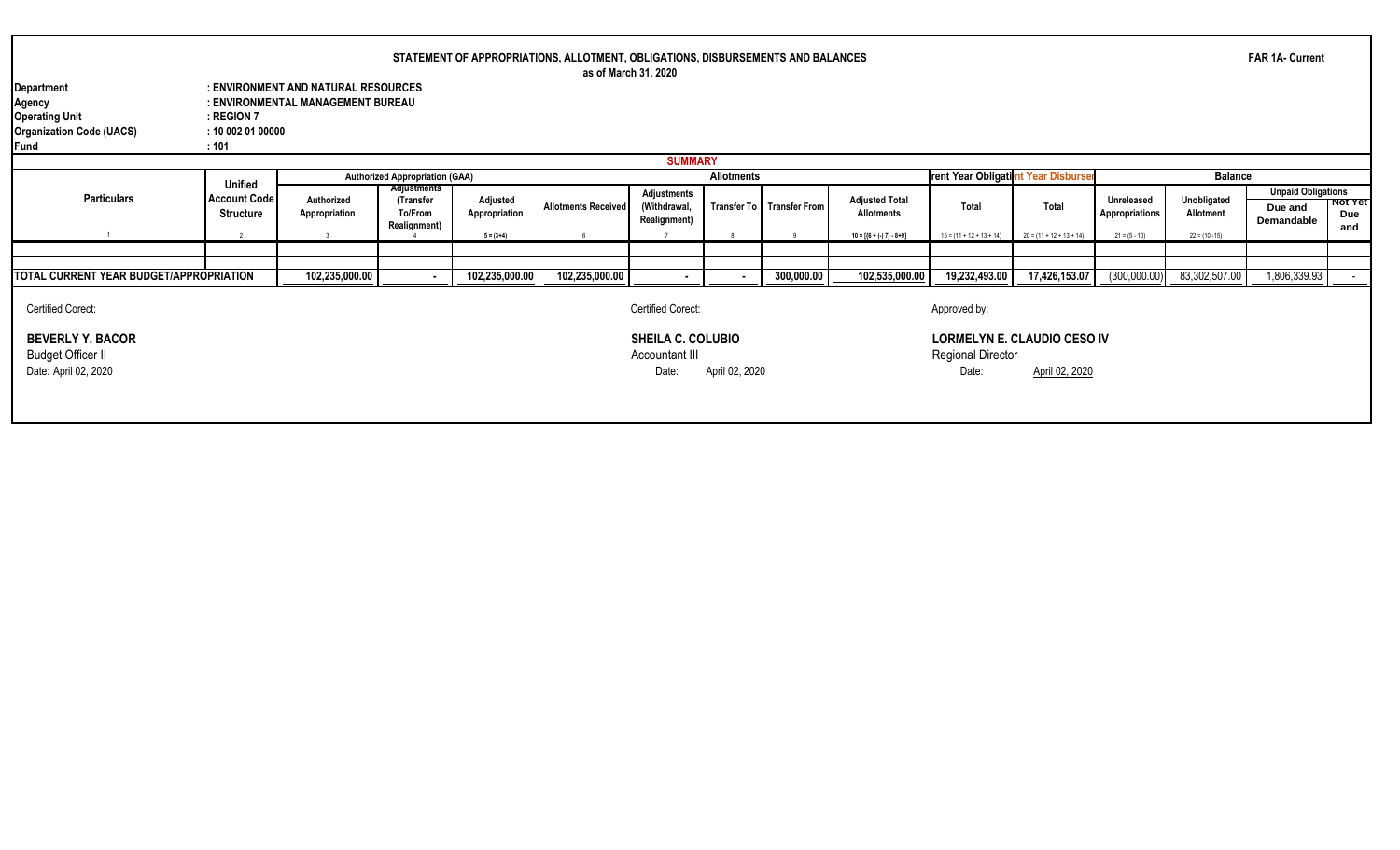**STATEMENT OF APPROPRIATIONS, ALLOTMENT, OBLIGATIONS, DISBURSEMENTS AND BALANCES**
**as of March 31, 2020**

**FAR 1A- Current**

**Department** : ENVIRONMENT AND NATURAL RESOURCES
**Agency** : ENVIRONMENTAL MANAGEMENT BUREAU
**Operating Unit** : REGION 7
**Organization Code (UACS)** : 10 002 01 00000
**Fund** : 101

**SUMMARY**

| Particulars | Unified Account Code Structure | Authorized Appropriation (GAA) | | | Allotments | | | | | rent Year Obligati | nt Year Disburser | Balance | | | |
|---|---|---|---|---|---|---|---|---|---|---|---|---|---|---|---|
| | | Authorized Appropriation | Adjustments (Transfer To/From Realignment) | Adjusted Appropriation | Allotments Received | Adjustments (Withdrawal, Realignment) | Transfer To | Transfer From | Adjusted Total Allotments | Total | Total | Unreleased Appropriations | Unobligated Allotment | Unpaid Obligations | |
| | | | | | | | | | | | | | | Due and Demandable | Not Yet Due and |
| 1 | 2 | 3 | 4 | 5 = (3+4) | 6 | 7 | 8 | 9 | 10 = [(6 + (-) 7) - 8+9] | 15 = (11 + 12 + 13 + 14) | 20 = (11 + 12 + 13 + 14) | 21 = (5 - 10) | 22 = (10 -15) | | |
| | | | | | | | | | | | | | | | |
| | | | | | | | | | | | | | | | |
| TOTAL CURRENT YEAR BUDGET/APPROPRIATION | | 102,235,000.00 | - | 102,235,000.00 | 102,235,000.00 | - | - | 300,000.00 | 102,535,000.00 | 19,232,493.00 | 17,426,153.07 | (300,000.00) | 83,302,507.00 | 1,806,339.93 | - |

Certified Corect:

**BEVERLY Y. BACOR**
Budget Officer II
Date: April 02, 2020

Certified Corect:

**SHEILA C. COLUBIO**
Accountant III
Date: April 02, 2020

Approved by:

**LORMELYN E. CLAUDIO CESO IV**
Regional Director
Date: April 02, 2020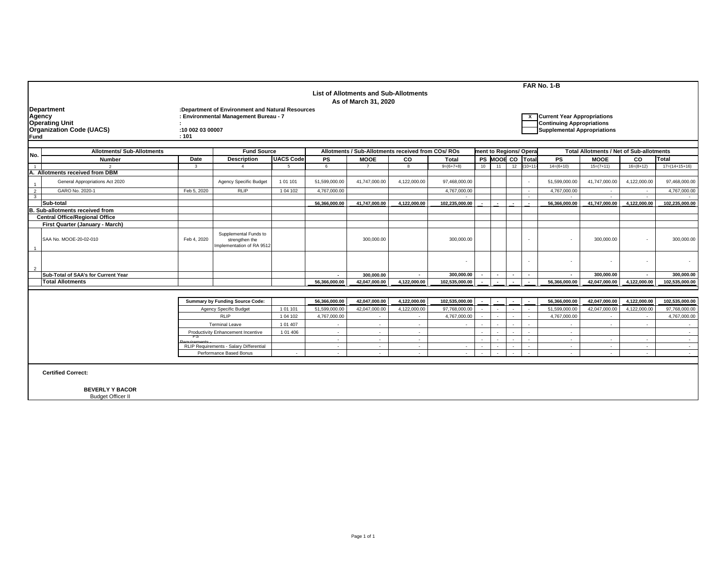FAR No. 1-B

## List of Allotments and Sub-Allotments
### As of March 31, 2020

**Department** :Department of Environment and Natural Resources
**Agency** : Environmental Management Bureau - 7
**Operating Unit** :
**Organization Code (UACS)** :10 002 03 00007
**Fund** : 101

| X | Current Year Appropriations |
|---|---|
| | Continuing Appropriations |
| | Supplemental Appropriations |

| No. | Allotments/ Sub-Allotments | | Fund Source | | Allotments / Sub-Allotments received from COs/ ROs | | | | ment to Regions/ Opera | | | | Total Allotments / Net of Sub-allotments | | | |
|---|---|---|---|---|---|---|---|---|---|---|---|---|---|---|---|---|
| | Number | Date | Description | UACS Code | PS | MOOE | CO | Total | PS | MOOE | CO | Total | PS | MOOE | CO | Total |
| 1 | 2 | 3 | 4 | 5 | 6 | 7 | 8 | 9=(6+7+8) | 10 | 11 | 12 | (10+11 | 14=(6+10) | 15=(7+11) | 16=(8+12) | 17=(14+15+16) |
| **A. Allotments received from DBM** | | | | | | | | | | | | | | | | |
| 1 | General Appropriations Act 2020 | | Agency Specific Budget | 1 01 101 | 51,599,000.00 | 41,747,000.00 | 4,122,000.00 | 97,468,000.00 | | | | - | 51,599,000.00 | 41,747,000.00 | 4,122,000.00 | 97,468,000.00 |
| 2 | GARO No. 2020-1 | Feb 5, 2020 | RLIP | 1 04 102 | 4,767,000.00 | | | 4,767,000.00 | | | | - | 4,767,000.00 | - | - | 4,767,000.00 |
| 3 | | | | | | | | - | | | | - | - | - | - | - |
| | **Sub-total** | | | | **56,366,000.00** | **41,747,000.00** | **4,122,000.00** | **102,235,000.00** | **-** | **-** | **-** | **-** | **56,366,000.00** | **41,747,000.00** | **4,122,000.00** | **102,235,000.00** |
| **B. Sub-allotments received from** | | | | | | | | | | | | | | | | |
| | **Central Office/Regional Office** | | | | | | | | | | | | | | | |
| | **First Quarter (January - March)** | | | | | | | | | | | | | | | |
| 1 | SAA No. MOOE-20-02-010 | Feb 4, 2020 | Supplemental Funds to strengthen the Implementation of RA 9512 | | | 300,000.00 | | 300,000.00 | | | | - | - | 300,000.00 | - | 300,000.00 |
| 2 | | | | | | | | - | | | | - | - | - | - | - |
| | **Sub-Total of SAA's for Current Year** | | | | **-** | **300,000.00** | **-** | **300,000.00** | **-** | **-** | **-** | **-** | **-** | **300,000.00** | **-** | **300,000.00** |
| | **Total Allotments** | | | | **56,366,000.00** | **42,047,000.00** | **4,122,000.00** | **102,535,000.00** | **-** | **-** | **-** | **-** | **56,366,000.00** | **42,047,000.00** | **4,122,000.00** | **102,535,000.00** |

| | | | | | | | | | | | | | |
|---|---|---|---|---|---|---|---|---|---|---|---|---|---|
| **Summary by Funding Source Code:** | | **56,366,000.00** | **42,047,000.00** | **4,122,000.00** | **102,535,000.00** | **-** | **-** | **-** | **-** | **56,366,000.00** | **42,047,000.00** | **4,122,000.00** | **102,535,000.00** |
| Agency Specific Budget | 1 01 101 | 51,599,000.00 | 42,047,000.00 | 4,122,000.00 | 97,768,000.00 | - | - | - | - | 51,599,000.00 | 42,047,000.00 | 4,122,000.00 | 97,768,000.00 |
| RLIP | 1 04 102 | 4,767,000.00 | - | - | 4,767,000.00 | - | - | - | - | 4,767,000.00 | - | - | 4,767,000.00 |
| Terminal Leave | 1 01 407 | - | - | - | - | - | - | - | - | - | - | - | - |
| Productivity Enhancement Incentive | 1 01 406 | - | - | - | | - | - | - | - | - | | | - |
| PS Requirements - | | - | - | - | | - | - | - | - | - | - | - | - |
| RLIP Requirements - Salary Differential | | - | - | - | - | - | - | - | - | - | - | - | - |
| Performance Based Bonus | - | - | - | - | - | - | - | - | - | - | - | - | - |

**Certified Correct:**

**BEVERLY Y BACOR**
Budget Officer II